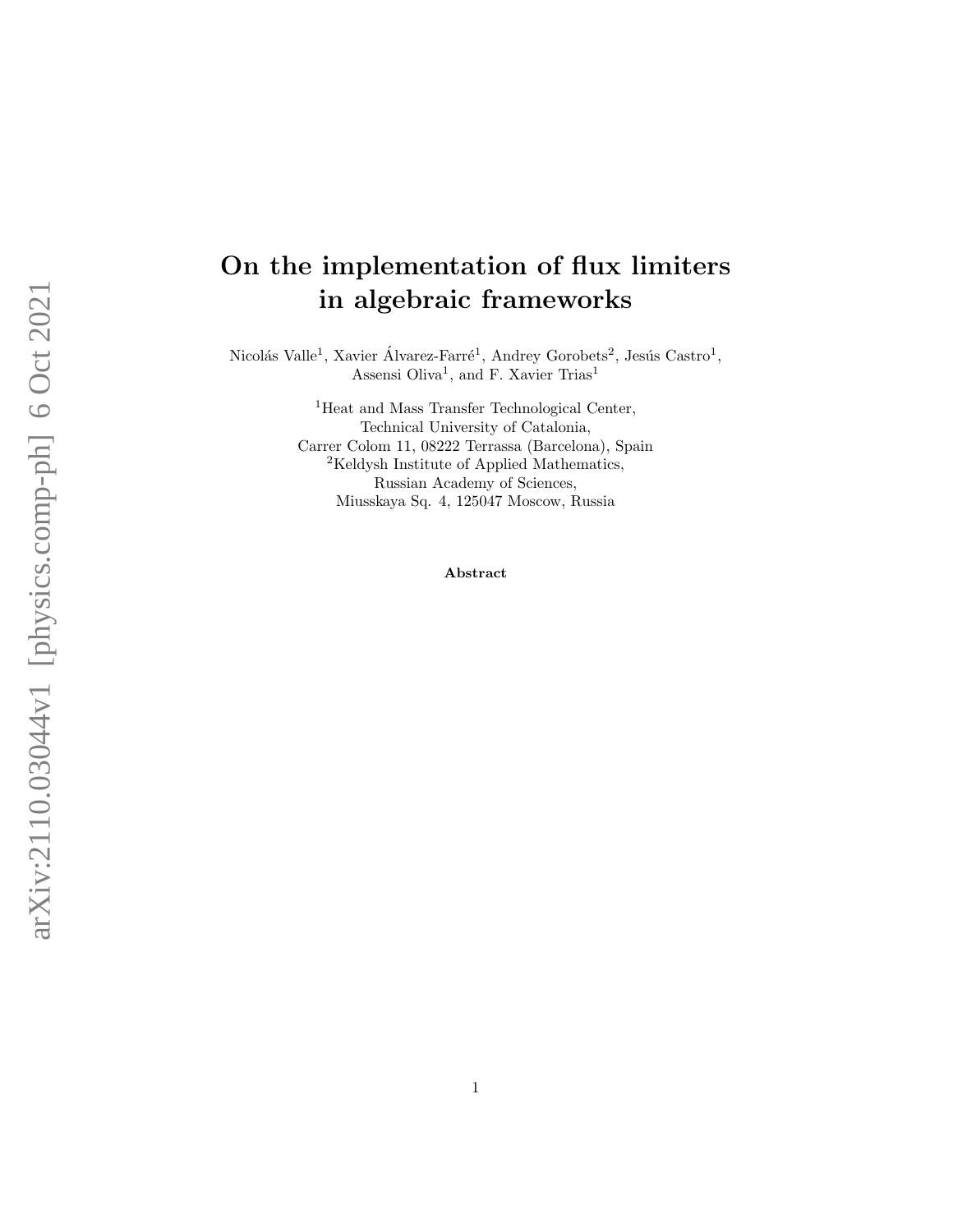# On the implementation of flux limiters in algebraic frameworks

Nicolás Valle[1], Xavier Álvarez-Farré[1], Andrey Gorobets[2], Jesús Castro[1], Assensi Oliva[1], and F. Xavier Trias[1]

[1]Heat and Mass Transfer Technological Center,
Technical University of Catalonia,
Carrer Colom 11, 08222 Terrassa (Barcelona), Spain

[2]Keldysh Institute of Applied Mathematics,
Russian Academy of Sciences,
Miusskaya Sq. 4, 125047 Moscow, Russia

**Abstract**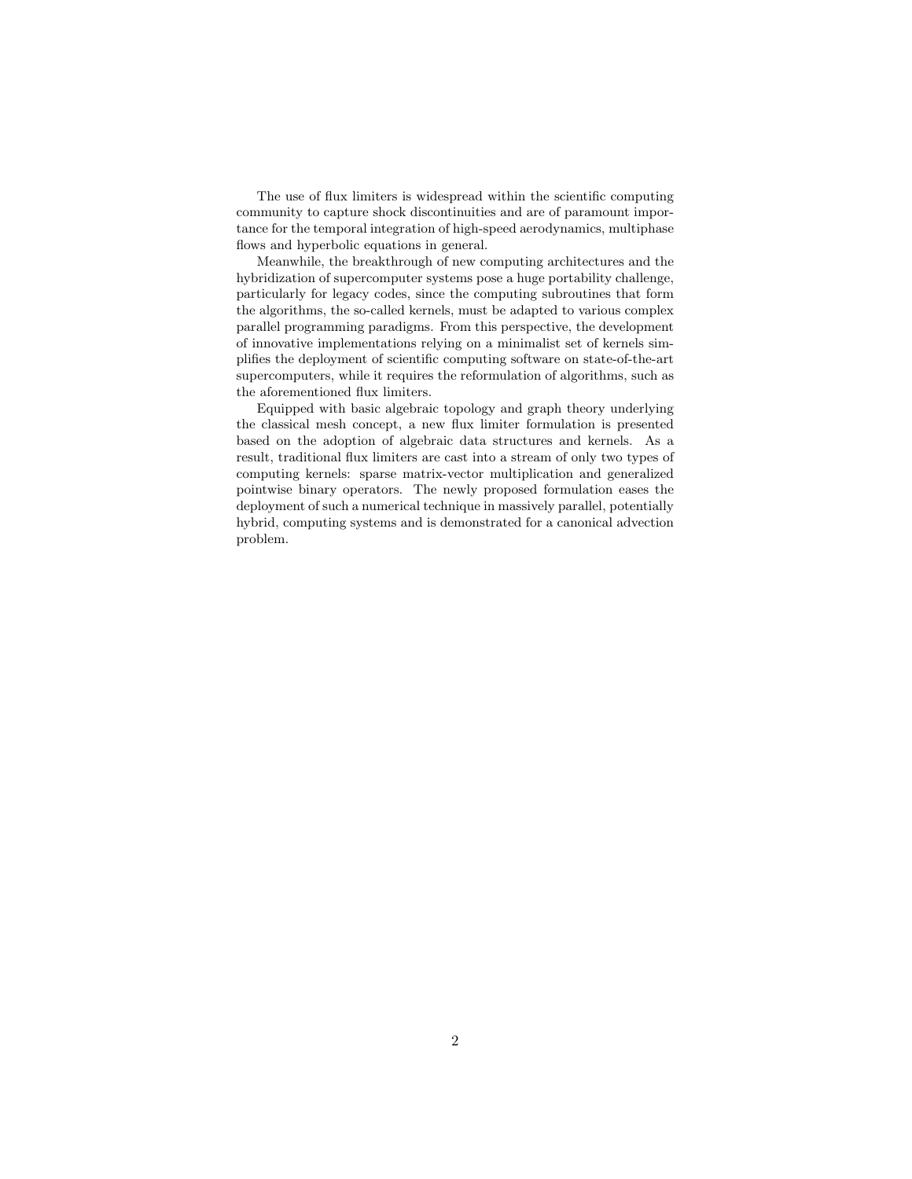The use of flux limiters is widespread within the scientific computing community to capture shock discontinuities and are of paramount importance for the temporal integration of high-speed aerodynamics, multiphase flows and hyperbolic equations in general.

Meanwhile, the breakthrough of new computing architectures and the hybridization of supercomputer systems pose a huge portability challenge, particularly for legacy codes, since the computing subroutines that form the algorithms, the so-called kernels, must be adapted to various complex parallel programming paradigms. From this perspective, the development of innovative implementations relying on a minimalist set of kernels simplifies the deployment of scientific computing software on state-of-the-art supercomputers, while it requires the reformulation of algorithms, such as the aforementioned flux limiters.

Equipped with basic algebraic topology and graph theory underlying the classical mesh concept, a new flux limiter formulation is presented based on the adoption of algebraic data structures and kernels. As a result, traditional flux limiters are cast into a stream of only two types of computing kernels: sparse matrix-vector multiplication and generalized pointwise binary operators. The newly proposed formulation eases the deployment of such a numerical technique in massively parallel, potentially hybrid, computing systems and is demonstrated for a canonical advection problem.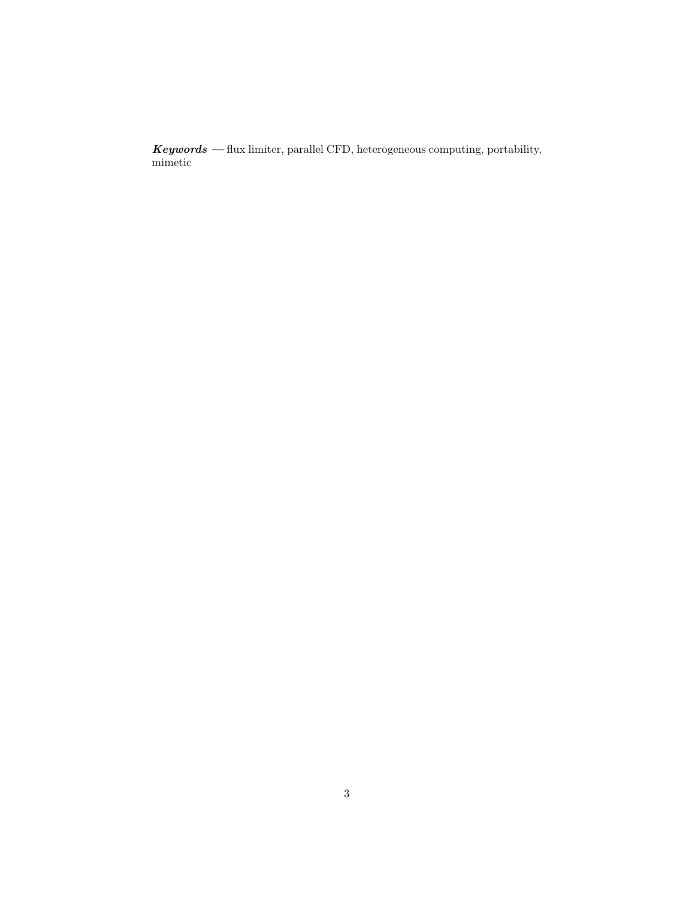***Keywords*** — flux limiter, parallel CFD, heterogeneous computing, portability, mimetic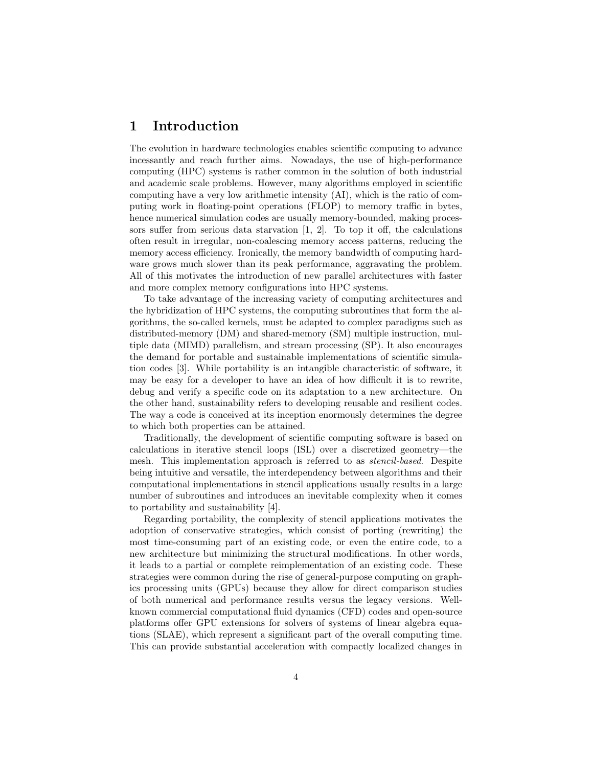# 1 Introduction

The evolution in hardware technologies enables scientific computing to advance incessantly and reach further aims. Nowadays, the use of high-performance computing (HPC) systems is rather common in the solution of both industrial and academic scale problems. However, many algorithms employed in scientific computing have a very low arithmetic intensity (AI), which is the ratio of computing work in floating-point operations (FLOP) to memory traffic in bytes, hence numerical simulation codes are usually memory-bounded, making processors suffer from serious data starvation [1, 2]. To top it off, the calculations often result in irregular, non-coalescing memory access patterns, reducing the memory access efficiency. Ironically, the memory bandwidth of computing hardware grows much slower than its peak performance, aggravating the problem. All of this motivates the introduction of new parallel architectures with faster and more complex memory configurations into HPC systems.

To take advantage of the increasing variety of computing architectures and the hybridization of HPC systems, the computing subroutines that form the algorithms, the so-called kernels, must be adapted to complex paradigms such as distributed-memory (DM) and shared-memory (SM) multiple instruction, multiple data (MIMD) parallelism, and stream processing (SP). It also encourages the demand for portable and sustainable implementations of scientific simulation codes [3]. While portability is an intangible characteristic of software, it may be easy for a developer to have an idea of how difficult it is to rewrite, debug and verify a specific code on its adaptation to a new architecture. On the other hand, sustainability refers to developing reusable and resilient codes. The way a code is conceived at its inception enormously determines the degree to which both properties can be attained.

Traditionally, the development of scientific computing software is based on calculations in iterative stencil loops (ISL) over a discretized geometry—the mesh. This implementation approach is referred to as *stencil-based*. Despite being intuitive and versatile, the interdependency between algorithms and their computational implementations in stencil applications usually results in a large number of subroutines and introduces an inevitable complexity when it comes to portability and sustainability [4].

Regarding portability, the complexity of stencil applications motivates the adoption of conservative strategies, which consist of porting (rewriting) the most time-consuming part of an existing code, or even the entire code, to a new architecture but minimizing the structural modifications. In other words, it leads to a partial or complete reimplementation of an existing code. These strategies were common during the rise of general-purpose computing on graphics processing units (GPUs) because they allow for direct comparison studies of both numerical and performance results versus the legacy versions. Well-known commercial computational fluid dynamics (CFD) codes and open-source platforms offer GPU extensions for solvers of systems of linear algebra equations (SLAE), which represent a significant part of the overall computing time. This can provide substantial acceleration with compactly localized changes in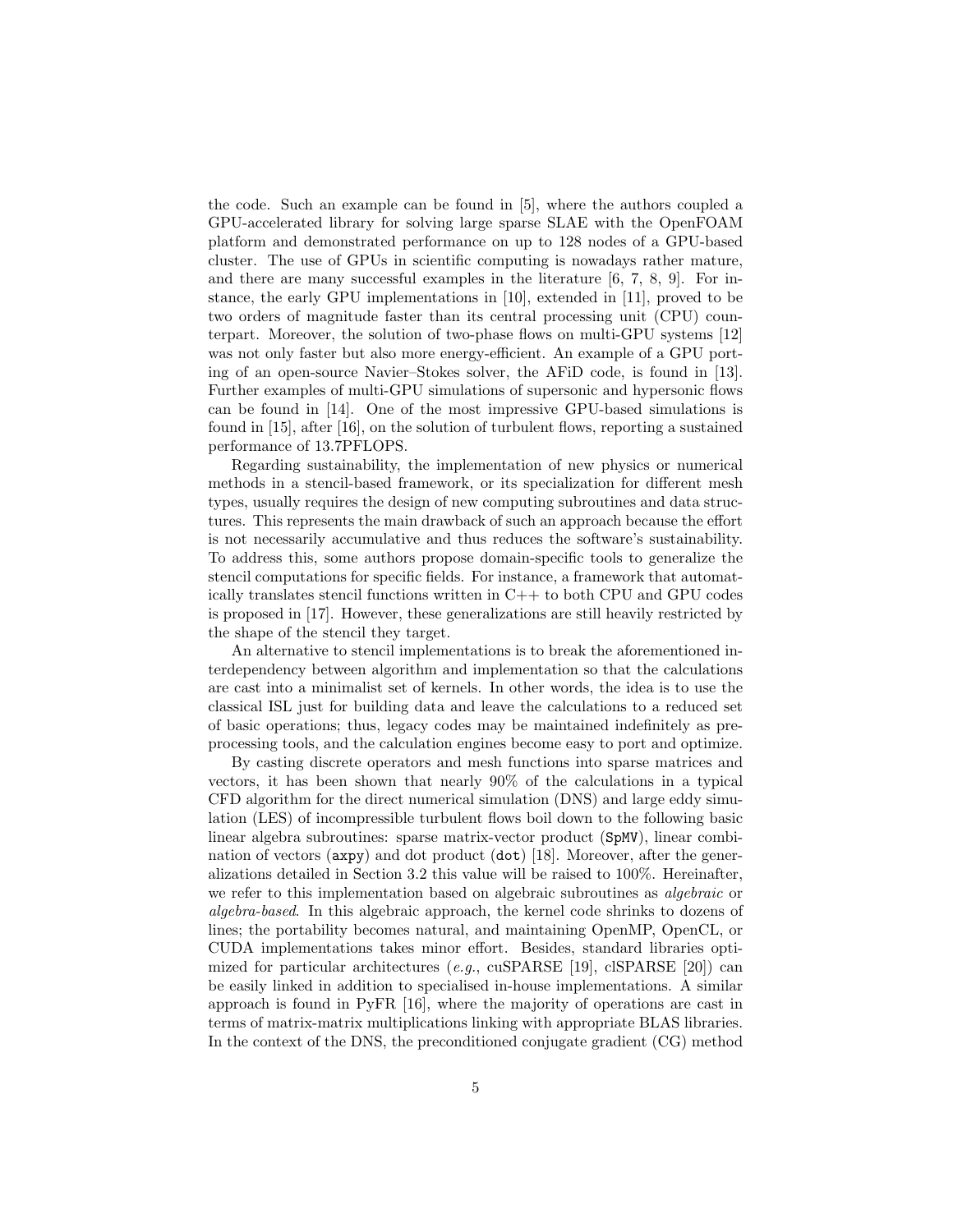the code. Such an example can be found in [5], where the authors coupled a GPU-accelerated library for solving large sparse SLAE with the OpenFOAM platform and demonstrated performance on up to 128 nodes of a GPU-based cluster. The use of GPUs in scientific computing is nowadays rather mature, and there are many successful examples in the literature [6, 7, 8, 9]. For instance, the early GPU implementations in [10], extended in [11], proved to be two orders of magnitude faster than its central processing unit (CPU) counterpart. Moreover, the solution of two-phase flows on multi-GPU systems [12] was not only faster but also more energy-efficient. An example of a GPU porting of an open-source Navier–Stokes solver, the AFiD code, is found in [13]. Further examples of multi-GPU simulations of supersonic and hypersonic flows can be found in [14]. One of the most impressive GPU-based simulations is found in [15], after [16], on the solution of turbulent flows, reporting a sustained performance of 13.7PFLOPS.

Regarding sustainability, the implementation of new physics or numerical methods in a stencil-based framework, or its specialization for different mesh types, usually requires the design of new computing subroutines and data structures. This represents the main drawback of such an approach because the effort is not necessarily accumulative and thus reduces the software's sustainability. To address this, some authors propose domain-specific tools to generalize the stencil computations for specific fields. For instance, a framework that automatically translates stencil functions written in C++ to both CPU and GPU codes is proposed in [17]. However, these generalizations are still heavily restricted by the shape of the stencil they target.

An alternative to stencil implementations is to break the aforementioned interdependency between algorithm and implementation so that the calculations are cast into a minimalist set of kernels. In other words, the idea is to use the classical ISL just for building data and leave the calculations to a reduced set of basic operations; thus, legacy codes may be maintained indefinitely as preprocessing tools, and the calculation engines become easy to port and optimize.

By casting discrete operators and mesh functions into sparse matrices and vectors, it has been shown that nearly 90% of the calculations in a typical CFD algorithm for the direct numerical simulation (DNS) and large eddy simulation (LES) of incompressible turbulent flows boil down to the following basic linear algebra subroutines: sparse matrix-vector product (`SpMV`), linear combination of vectors (`axpy`) and dot product (`dot`) [18]. Moreover, after the generalizations detailed in Section 3.2 this value will be raised to 100%. Hereinafter, we refer to this implementation based on algebraic subroutines as *algebraic* or *algebra-based*. In this algebraic approach, the kernel code shrinks to dozens of lines; the portability becomes natural, and maintaining OpenMP, OpenCL, or CUDA implementations takes minor effort. Besides, standard libraries optimized for particular architectures (*e.g.*, cuSPARSE [19], clSPARSE [20]) can be easily linked in addition to specialised in-house implementations. A similar approach is found in PyFR [16], where the majority of operations are cast in terms of matrix-matrix multiplications linking with appropriate BLAS libraries. In the context of the DNS, the preconditioned conjugate gradient (CG) method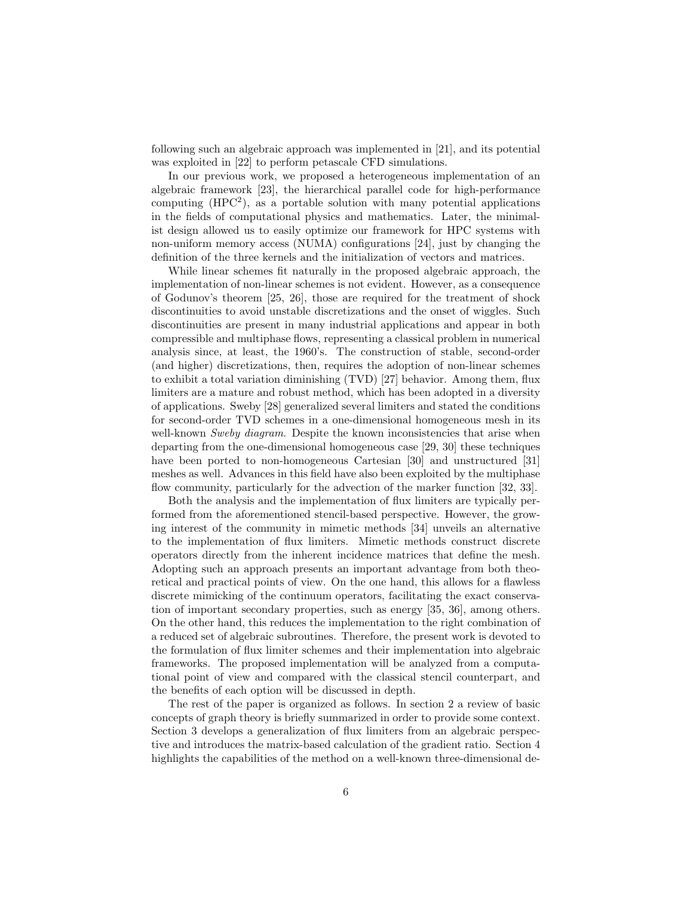following such an algebraic approach was implemented in [21], and its potential was exploited in [22] to perform petascale CFD simulations.

In our previous work, we proposed a heterogeneous implementation of an algebraic framework [23], the hierarchical parallel code for high-performance computing ($HPC^2$), as a portable solution with many potential applications in the fields of computational physics and mathematics. Later, the minimalist design allowed us to easily optimize our framework for HPC systems with non-uniform memory access (NUMA) configurations [24], just by changing the definition of the three kernels and the initialization of vectors and matrices.

While linear schemes fit naturally in the proposed algebraic approach, the implementation of non-linear schemes is not evident. However, as a consequence of Godunov's theorem [25, 26], those are required for the treatment of shock discontinuities to avoid unstable discretizations and the onset of wiggles. Such discontinuities are present in many industrial applications and appear in both compressible and multiphase flows, representing a classical problem in numerical analysis since, at least, the 1960's. The construction of stable, second-order (and higher) discretizations, then, requires the adoption of non-linear schemes to exhibit a total variation diminishing (TVD) [27] behavior. Among them, flux limiters are a mature and robust method, which has been adopted in a diversity of applications. Sweby [28] generalized several limiters and stated the conditions for second-order TVD schemes in a one-dimensional homogeneous mesh in its well-known *Sweby diagram*. Despite the known inconsistencies that arise when departing from the one-dimensional homogeneous case [29, 30] these techniques have been ported to non-homogeneous Cartesian [30] and unstructured [31] meshes as well. Advances in this field have also been exploited by the multiphase flow community, particularly for the advection of the marker function [32, 33].

Both the analysis and the implementation of flux limiters are typically performed from the aforementioned stencil-based perspective. However, the growing interest of the community in mimetic methods [34] unveils an alternative to the implementation of flux limiters. Mimetic methods construct discrete operators directly from the inherent incidence matrices that define the mesh. Adopting such an approach presents an important advantage from both theoretical and practical points of view. On the one hand, this allows for a flawless discrete mimicking of the continuum operators, facilitating the exact conservation of important secondary properties, such as energy [35, 36], among others. On the other hand, this reduces the implementation to the right combination of a reduced set of algebraic subroutines. Therefore, the present work is devoted to the formulation of flux limiter schemes and their implementation into algebraic frameworks. The proposed implementation will be analyzed from a computational point of view and compared with the classical stencil counterpart, and the benefits of each option will be discussed in depth.

The rest of the paper is organized as follows. In section 2 a review of basic concepts of graph theory is briefly summarized in order to provide some context. Section 3 develops a generalization of flux limiters from an algebraic perspective and introduces the matrix-based calculation of the gradient ratio. Section 4 highlights the capabilities of the method on a well-known three-dimensional de-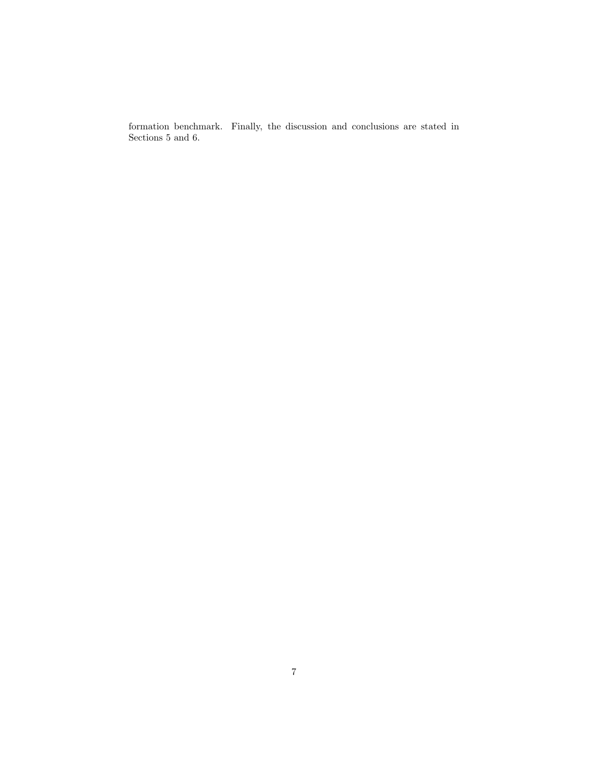formation benchmark. Finally, the discussion and conclusions are stated in Sections 5 and 6.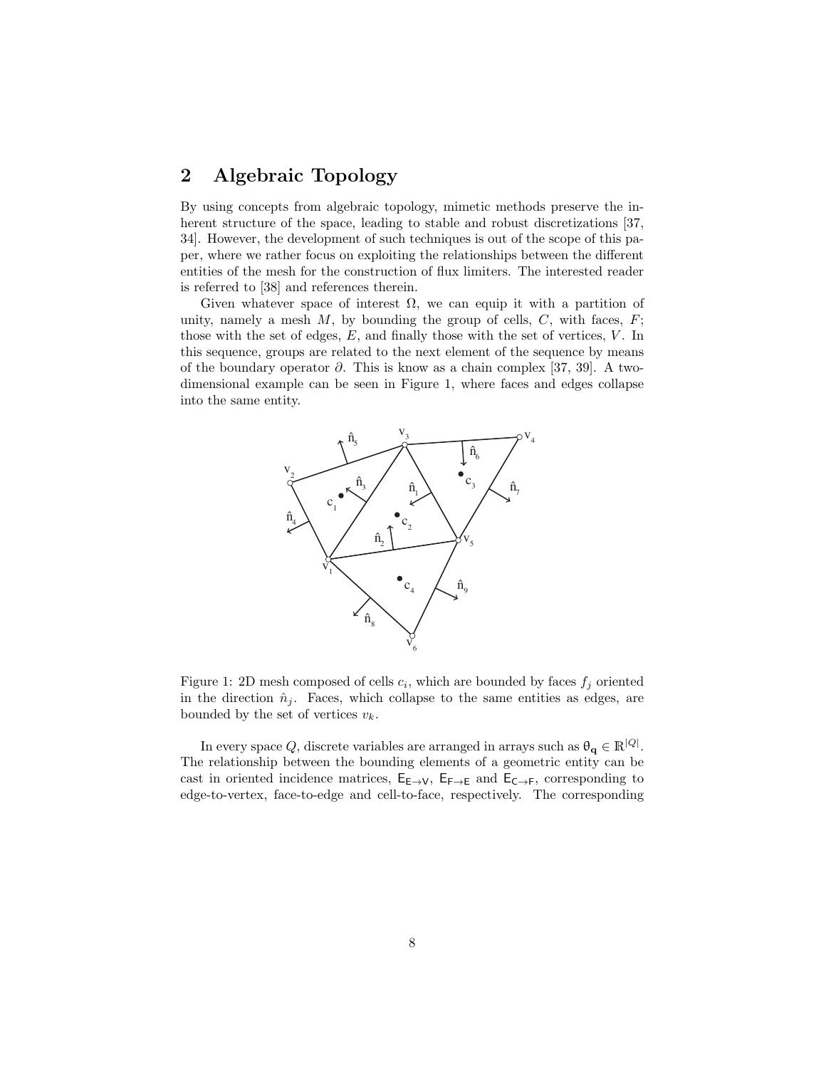## 2 Algebraic Topology

By using concepts from algebraic topology, mimetic methods preserve the inherent structure of the space, leading to stable and robust discretizations [37, 34]. However, the development of such techniques is out of the scope of this paper, where we rather focus on exploiting the relationships between the different entities of the mesh for the construction of flux limiters. The interested reader is referred to [38] and references therein.

Given whatever space of interest $\Omega$, we can equip it with a partition of unity, namely a mesh $M$, by bounding the group of cells, $C$, with faces, $F$; those with the set of edges, $E$, and finally those with the set of vertices, $V$. In this sequence, groups are related to the next element of the sequence by means of the boundary operator $\partial$. This is know as a chain complex [37, 39]. A two-dimensional example can be seen in Figure 1, where faces and edges collapse into the same entity.

Figure 1: 2D mesh composed of cells $c_i$, which are bounded by faces $f_j$ oriented in the direction $\hat{n}_j$. Faces, which collapse to the same entities as edges, are bounded by the set of vertices $v_k$.

In every space $Q$, discrete variables are arranged in arrays such as $\theta_{\mathbf{q}} \in \mathbb{R}^{|Q|}$. The relationship between the bounding elements of a geometric entity can be cast in oriented incidence matrices, $\mathsf{E}_{\mathsf{E}\to\mathsf{V}}$, $\mathsf{E}_{\mathsf{F}\to\mathsf{E}}$ and $\mathsf{E}_{\mathsf{C}\to\mathsf{F}}$, corresponding to edge-to-vertex, face-to-edge and cell-to-face, respectively. The corresponding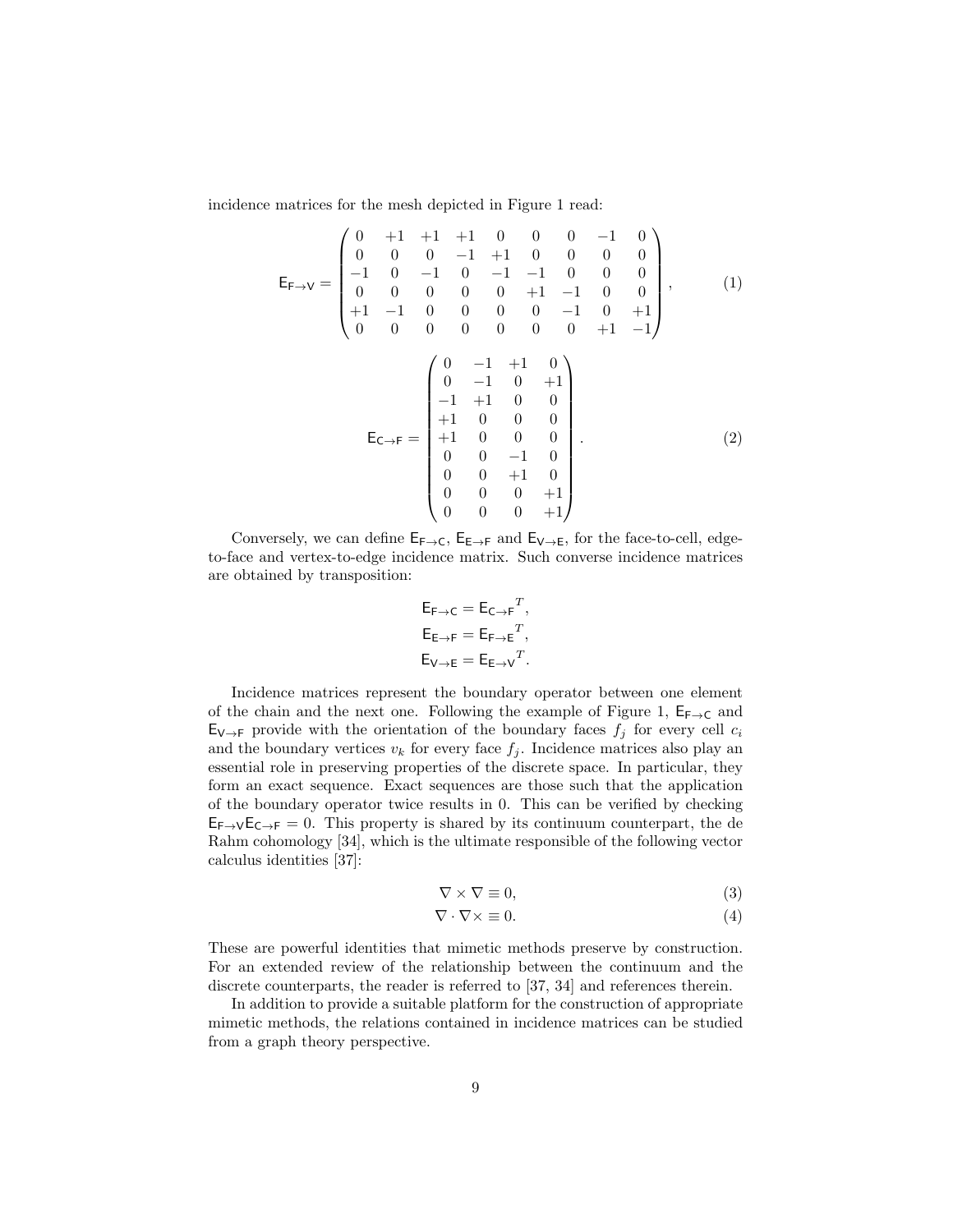incidence matrices for the mesh depicted in Figure 1 read:

$$
\mathsf{E}_{\mathsf{F}\to\mathsf{V}} = \begin{pmatrix}
0 & +1 & +1 & +1 & 0 & 0 & 0 & -1 & 0 \\
0 & 0 & 0 & -1 & +1 & 0 & 0 & 0 & 0 \\
-1 & 0 & -1 & 0 & -1 & -1 & 0 & 0 & 0 \\
0 & 0 & 0 & 0 & 0 & +1 & -1 & 0 & 0 \\
+1 & -1 & 0 & 0 & 0 & 0 & -1 & 0 & +1 \\
0 & 0 & 0 & 0 & 0 & 0 & 0 & +1 & -1
\end{pmatrix}, \tag{1}
$$

$$
\mathsf{E}_{\mathsf{C}\to\mathsf{F}} = \begin{pmatrix}
0 & -1 & +1 & 0 \\
0 & -1 & 0 & +1 \\
-1 & +1 & 0 & 0 \\
+1 & 0 & 0 & 0 \\
+1 & 0 & 0 & 0 \\
0 & 0 & -1 & 0 \\
0 & 0 & +1 & 0 \\
0 & 0 & 0 & +1 \\
0 & 0 & 0 & +1
\end{pmatrix}. \tag{2}
$$

Conversely, we can define $\mathsf{E}_{\mathsf{F}\to\mathsf{C}}$, $\mathsf{E}_{\mathsf{E}\to\mathsf{F}}$ and $\mathsf{E}_{\mathsf{V}\to\mathsf{E}}$, for the face-to-cell, edge-to-face and vertex-to-edge incidence matrix. Such converse incidence matrices are obtained by transposition:

$$
\begin{aligned}
\mathsf{E}_{\mathsf{F}\to\mathsf{C}} &= {\mathsf{E}_{\mathsf{C}\to\mathsf{F}}}^T, \\
\mathsf{E}_{\mathsf{E}\to\mathsf{F}} &= {\mathsf{E}_{\mathsf{F}\to\mathsf{E}}}^T, \\
\mathsf{E}_{\mathsf{V}\to\mathsf{E}} &= {\mathsf{E}_{\mathsf{E}\to\mathsf{V}}}^T.
\end{aligned}
$$

Incidence matrices represent the boundary operator between one element of the chain and the next one. Following the example of Figure 1, $\mathsf{E}_{\mathsf{F}\to\mathsf{C}}$ and $\mathsf{E}_{\mathsf{V}\to\mathsf{F}}$ provide with the orientation of the boundary faces $f_j$ for every cell $c_i$ and the boundary vertices $v_k$ for every face $f_j$. Incidence matrices also play an essential role in preserving properties of the discrete space. In particular, they form an exact sequence. Exact sequences are those such that the application of the boundary operator twice results in 0. This can be verified by checking $\mathsf{E}_{\mathsf{F}\to\mathsf{V}}\mathsf{E}_{\mathsf{C}\to\mathsf{F}} = 0$. This property is shared by its continuum counterpart, the de Rahm cohomology [34], which is the ultimate responsible of the following vector calculus identities [37]:

$$
\nabla \times \nabla \equiv 0, \tag{3}
$$

$$
\nabla \cdot \nabla \times \equiv 0. \tag{4}
$$

These are powerful identities that mimetic methods preserve by construction. For an extended review of the relationship between the continuum and the discrete counterparts, the reader is referred to [37, 34] and references therein.

In addition to provide a suitable platform for the construction of appropriate mimetic methods, the relations contained in incidence matrices can be studied from a graph theory perspective.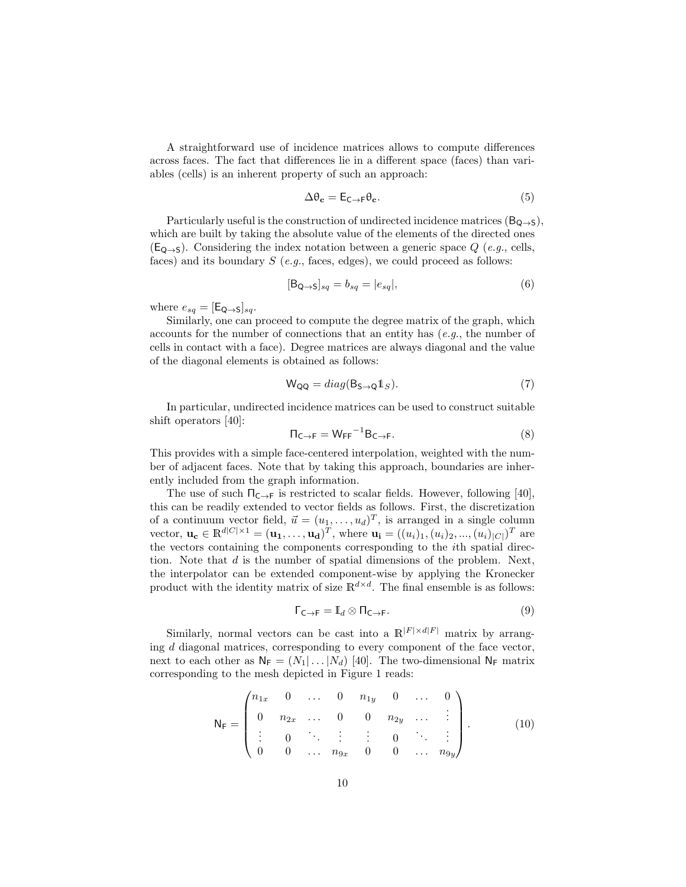A straightforward use of incidence matrices allows to compute differences across faces. The fact that differences lie in a different space (faces) than variables (cells) is an inherent property of such an approach:

$$\Delta\theta_{\mathbf{c}} = \mathsf{E}_{\mathsf{C}\rightarrow\mathsf{F}}\theta_{\mathbf{c}}. \tag{5}$$

Particularly useful is the construction of undirected incidence matrices ($\mathsf{B}_{\mathsf{Q}\rightarrow\mathsf{S}}$), which are built by taking the absolute value of the elements of the directed ones ($\mathsf{E}_{\mathsf{Q}\rightarrow\mathsf{S}}$). Considering the index notation between a generic space $Q$ (*e.g.*, cells, faces) and its boundary $S$ (*e.g.*, faces, edges), we could proceed as follows:

$$[\mathsf{B}_{\mathsf{Q}\rightarrow\mathsf{S}}]_{sq} = b_{sq} = |e_{sq}|, \tag{6}$$

where $e_{sq} = [\mathsf{E}_{\mathsf{Q}\rightarrow\mathsf{S}}]_{sq}$.

Similarly, one can proceed to compute the degree matrix of the graph, which accounts for the number of connections that an entity has (*e.g.*, the number of cells in contact with a face). Degree matrices are always diagonal and the value of the diagonal elements is obtained as follows:

$$\mathsf{W}_{\mathsf{QQ}} = diag(\mathsf{B}_{\mathsf{S}\rightarrow\mathsf{Q}}\mathbb{1}_S). \tag{7}$$

In particular, undirected incidence matrices can be used to construct suitable shift operators [40]:

$$\Pi_{\mathsf{C}\rightarrow\mathsf{F}} = {\mathsf{W}_{\mathsf{FF}}}^{-1}\mathsf{B}_{\mathsf{C}\rightarrow\mathsf{F}}. \tag{8}$$

This provides with a simple face-centered interpolation, weighted with the number of adjacent faces. Note that by taking this approach, boundaries are inherently included from the graph information.

The use of such $\Pi_{\mathsf{C}\rightarrow\mathsf{F}}$ is restricted to scalar fields. However, following [40], this can be readily extended to vector fields as follows. First, the discretization of a continuum vector field, $\vec{u} = (u_1, \ldots, u_d)^T$, is arranged in a single column vector, $\mathbf{u_c} \in \mathbb{R}^{d|C|\times 1} = (\mathbf{u_1}, \ldots, \mathbf{u_d})^T$, where $\mathbf{u_i} = ((u_i)_1, (u_i)_2, ..., (u_i)_{|C|})^T$ are the vectors containing the components corresponding to the $i$th spatial direction. Note that $d$ is the number of spatial dimensions of the problem. Next, the interpolator can be extended component-wise by applying the Kronecker product with the identity matrix of size $\mathbb{R}^{d\times d}$. The final ensemble is as follows:

$$\Gamma_{\mathsf{C}\rightarrow\mathsf{F}} = \mathbb{I}_d \otimes \Pi_{\mathsf{C}\rightarrow\mathsf{F}}. \tag{9}$$

Similarly, normal vectors can be cast into a $\mathbb{R}^{|F|\times d|F|}$ matrix by arranging $d$ diagonal matrices, corresponding to every component of the face vector, next to each other as $\mathsf{N}_{\mathsf{F}} = (N_1|\ldots|N_d)$ [40]. The two-dimensional $\mathsf{N}_{\mathsf{F}}$ matrix corresponding to the mesh depicted in Figure 1 reads:

$$\mathsf{N}_{\mathsf{F}} = \begin{pmatrix} n_{1x} & 0 & \ldots & 0 & n_{1y} & 0 & \ldots & 0 \\ 0 & n_{2x} & \ldots & 0 & 0 & n_{2y} & \ldots & \vdots \\ \vdots & 0 & \ddots & \vdots & \vdots & 0 & \ddots & \vdots \\ 0 & 0 & \ldots & n_{9x} & 0 & 0 & \ldots & n_{9y} \end{pmatrix}. \tag{10}$$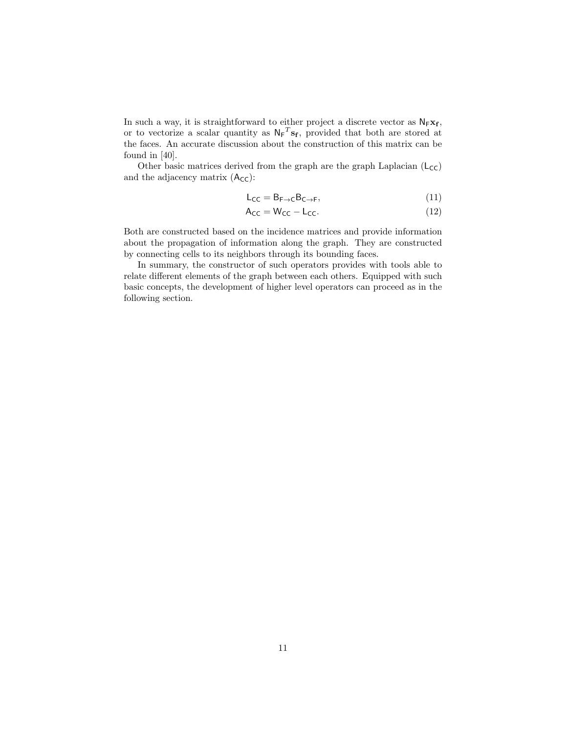In such a way, it is straightforward to either project a discrete vector as $\mathsf{N}_{\mathsf{F}}\mathbf{x}_{\mathbf{f}}$, or to vectorize a scalar quantity as ${\mathsf{N}_{\mathsf{F}}}^T\mathbf{s}_{\mathbf{f}}$, provided that both are stored at the faces. An accurate discussion about the construction of this matrix can be found in [40].

Other basic matrices derived from the graph are the graph Laplacian ($\mathsf{L}_{\mathsf{CC}}$) and the adjacency matrix ($\mathsf{A}_{\mathsf{CC}}$):

$$\mathsf{L}_{\mathsf{CC}} = \mathsf{B}_{\mathsf{F}\to\mathsf{C}}\mathsf{B}_{\mathsf{C}\to\mathsf{F}}, \tag{11}$$

$$\mathsf{A}_{\mathsf{CC}} = \mathsf{W}_{\mathsf{CC}} - \mathsf{L}_{\mathsf{CC}}. \tag{12}$$

Both are constructed based on the incidence matrices and provide information about the propagation of information along the graph. They are constructed by connecting cells to its neighbors through its bounding faces.

In summary, the constructor of such operators provides with tools able to relate different elements of the graph between each others. Equipped with such basic concepts, the development of higher level operators can proceed as in the following section.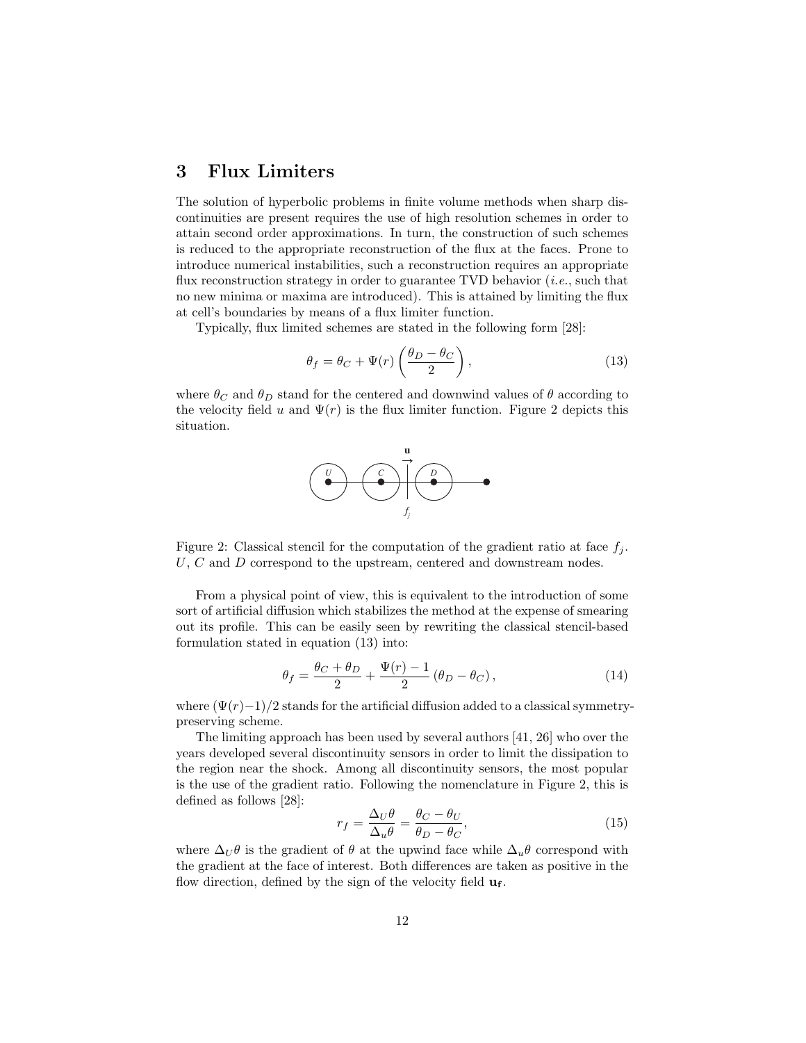## 3 Flux Limiters

The solution of hyperbolic problems in finite volume methods when sharp discontinuities are present requires the use of high resolution schemes in order to attain second order approximations. In turn, the construction of such schemes is reduced to the appropriate reconstruction of the flux at the faces. Prone to introduce numerical instabilities, such a reconstruction requires an appropriate flux reconstruction strategy in order to guarantee TVD behavior (*i.e.*, such that no new minima or maxima are introduced). This is attained by limiting the flux at cell's boundaries by means of a flux limiter function.

Typically, flux limited schemes are stated in the following form [28]:

$$\theta_f = \theta_C + \Psi(r)\left(\frac{\theta_D - \theta_C}{2}\right), \tag{13}$$

where $\theta_C$ and $\theta_D$ stand for the centered and downwind values of $\theta$ according to the velocity field $u$ and $\Psi(r)$ is the flux limiter function. Figure 2 depicts this situation.

Figure 2: Classical stencil for the computation of the gradient ratio at face $f_j$. $U$, $C$ and $D$ correspond to the upstream, centered and downstream nodes.

From a physical point of view, this is equivalent to the introduction of some sort of artificial diffusion which stabilizes the method at the expense of smearing out its profile. This can be easily seen by rewriting the classical stencil-based formulation stated in equation (13) into:

$$\theta_f = \frac{\theta_C + \theta_D}{2} + \frac{\Psi(r) - 1}{2}\left(\theta_D - \theta_C\right), \tag{14}$$

where $(\Psi(r)-1)/2$ stands for the artificial diffusion added to a classical symmetry-preserving scheme.

The limiting approach has been used by several authors [41, 26] who over the years developed several discontinuity sensors in order to limit the dissipation to the region near the shock. Among all discontinuity sensors, the most popular is the use of the gradient ratio. Following the nomenclature in Figure 2, this is defined as follows [28]:

$$r_f = \frac{\Delta_U \theta}{\Delta_u \theta} = \frac{\theta_C - \theta_U}{\theta_D - \theta_C}, \tag{15}$$

where $\Delta_U \theta$ is the gradient of $\theta$ at the upwind face while $\Delta_u \theta$ correspond with the gradient at the face of interest. Both differences are taken as positive in the flow direction, defined by the sign of the velocity field $\mathbf{u_f}$.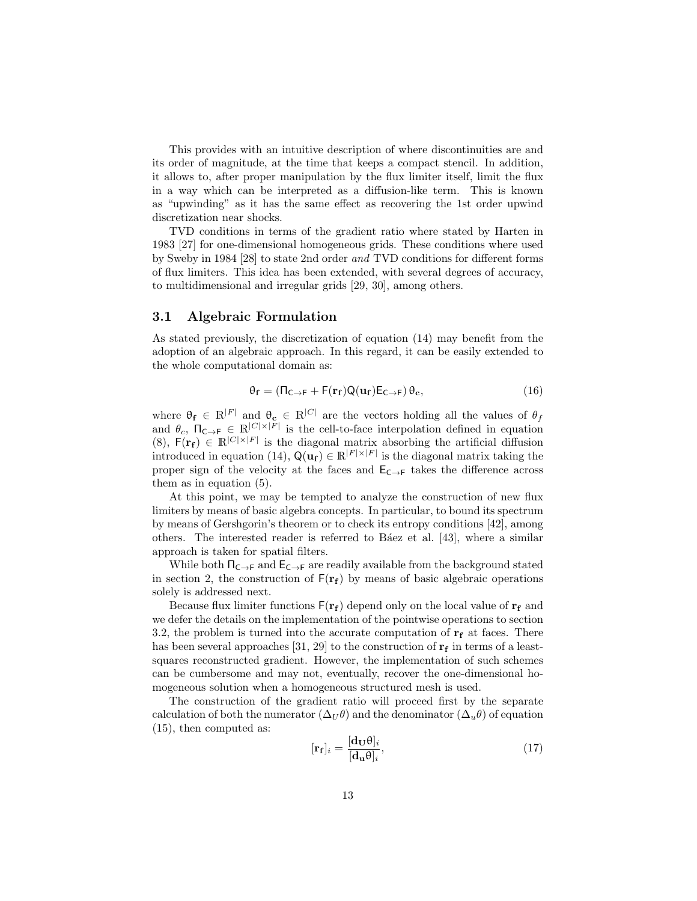This provides with an intuitive description of where discontinuities are and its order of magnitude, at the time that keeps a compact stencil. In addition, it allows to, after proper manipulation by the flux limiter itself, limit the flux in a way which can be interpreted as a diffusion-like term. This is known as "upwinding" as it has the same effect as recovering the 1st order upwind discretization near shocks.

TVD conditions in terms of the gradient ratio where stated by Harten in 1983 [27] for one-dimensional homogeneous grids. These conditions where used by Sweby in 1984 [28] to state 2nd order *and* TVD conditions for different forms of flux limiters. This idea has been extended, with several degrees of accuracy, to multidimensional and irregular grids [29, 30], among others.

## 3.1 Algebraic Formulation

As stated previously, the discretization of equation (14) may benefit from the adoption of an algebraic approach. In this regard, it can be easily extended to the whole computational domain as:

$$\mathsf{\theta_f} = \left(\mathsf{\Pi_{C\to F}} + \mathsf{F}(\mathbf{r_f})\mathsf{Q}(\mathbf{u_f})\mathsf{E_{C\to F}}\right)\mathsf{\theta_c}, \tag{16}$$

where $\mathsf{\theta_f} \in \mathbb{R}^{|F|}$ and $\mathsf{\theta_c} \in \mathbb{R}^{|C|}$ are the vectors holding all the values of $\theta_f$ and $\theta_c$, $\mathsf{\Pi_{C\to F}} \in \mathbb{R}^{|C|\times|F|}$ is the cell-to-face interpolation defined in equation (8), $\mathsf{F}(\mathbf{r_f}) \in \mathbb{R}^{|C|\times|F|}$ is the diagonal matrix absorbing the artificial diffusion introduced in equation (14), $\mathsf{Q}(\mathbf{u_f}) \in \mathbb{R}^{|F|\times|F|}$ is the diagonal matrix taking the proper sign of the velocity at the faces and $\mathsf{E_{C\to F}}$ takes the difference across them as in equation (5).

At this point, we may be tempted to analyze the construction of new flux limiters by means of basic algebra concepts. In particular, to bound its spectrum by means of Gershgorin's theorem or to check its entropy conditions [42], among others. The interested reader is referred to Báez et al. [43], where a similar approach is taken for spatial filters.

While both $\mathsf{\Pi_{C\to F}}$ and $\mathsf{E_{C\to F}}$ are readily available from the background stated in section 2, the construction of $\mathsf{F}(\mathbf{r_f})$ by means of basic algebraic operations solely is addressed next.

Because flux limiter functions $\mathsf{F}(\mathbf{r_f})$ depend only on the local value of $\mathbf{r_f}$ and we defer the details on the implementation of the pointwise operations to section 3.2, the problem is turned into the accurate computation of $\mathbf{r_f}$ at faces. There has been several approaches [31, 29] to the construction of $\mathbf{r_f}$ in terms of a least-squares reconstructed gradient. However, the implementation of such schemes can be cumbersome and may not, eventually, recover the one-dimensional homogeneous solution when a homogeneous structured mesh is used.

The construction of the gradient ratio will proceed first by the separate calculation of both the numerator ($\Delta_U\theta$) and the denominator ($\Delta_u\theta$) of equation (15), then computed as:

$$[\mathbf{r_f}]_i = \frac{[\mathbf{d_U}\mathsf{\theta}]_i}{[\mathbf{d_u}\mathsf{\theta}]_i}, \tag{17}$$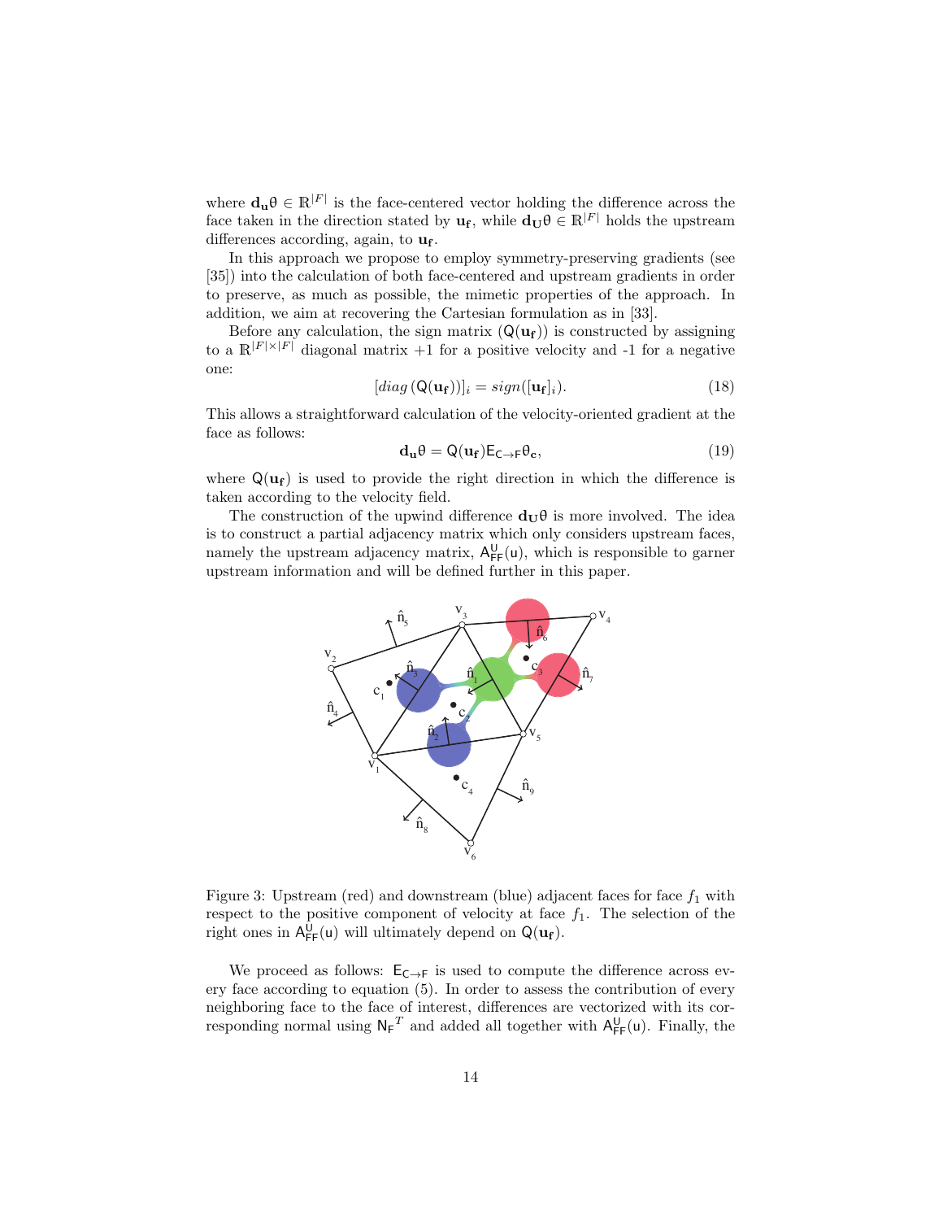where $\mathbf{d_u}\theta \in \mathbb{R}^{|F|}$ is the face-centered vector holding the difference across the face taken in the direction stated by $\mathbf{u_f}$, while $\mathbf{d_U}\theta \in \mathbb{R}^{|F|}$ holds the upstream differences according, again, to $\mathbf{u_f}$.

In this approach we propose to employ symmetry-preserving gradients (see [35]) into the calculation of both face-centered and upstream gradients in order to preserve, as much as possible, the mimetic properties of the approach. In addition, we aim at recovering the Cartesian formulation as in [33].

Before any calculation, the sign matrix ($\mathsf{Q}(\mathbf{u_f})$) is constructed by assigning to a $\mathbb{R}^{|F|\times|F|}$ diagonal matrix +1 for a positive velocity and -1 for a negative one:

$$[diag\,(\mathsf{Q}(\mathbf{u_f}))]_i = sign([\mathbf{u_f}]_i). \tag{18}$$

This allows a straightforward calculation of the velocity-oriented gradient at the face as follows:

$$\mathbf{d_u}\theta = \mathsf{Q}(\mathbf{u_f})\mathsf{E}_{\mathsf{C}\to\mathsf{F}}\theta_{\mathbf{c}}, \tag{19}$$

where $\mathsf{Q}(\mathbf{u_f})$ is used to provide the right direction in which the difference is taken according to the velocity field.

The construction of the upwind difference $\mathbf{d_U}\theta$ is more involved. The idea is to construct a partial adjacency matrix which only considers upstream faces, namely the upstream adjacency matrix, $\mathsf{A}^{\mathsf{U}}_{\mathsf{FF}}(\mathsf{u})$, which is responsible to garner upstream information and will be defined further in this paper.

Figure 3: Upstream (red) and downstream (blue) adjacent faces for face $f_1$ with respect to the positive component of velocity at face $f_1$. The selection of the right ones in $\mathsf{A}^{\mathsf{U}}_{\mathsf{FF}}(\mathsf{u})$ will ultimately depend on $\mathsf{Q}(\mathbf{u_f})$.

We proceed as follows: $\mathsf{E}_{\mathsf{C}\to\mathsf{F}}$ is used to compute the difference across every face according to equation (5). In order to assess the contribution of every neighboring face to the face of interest, differences are vectorized with its corresponding normal using ${\mathsf{N}_\mathsf{F}}^T$ and added all together with $\mathsf{A}^{\mathsf{U}}_{\mathsf{FF}}(\mathsf{u})$. Finally, the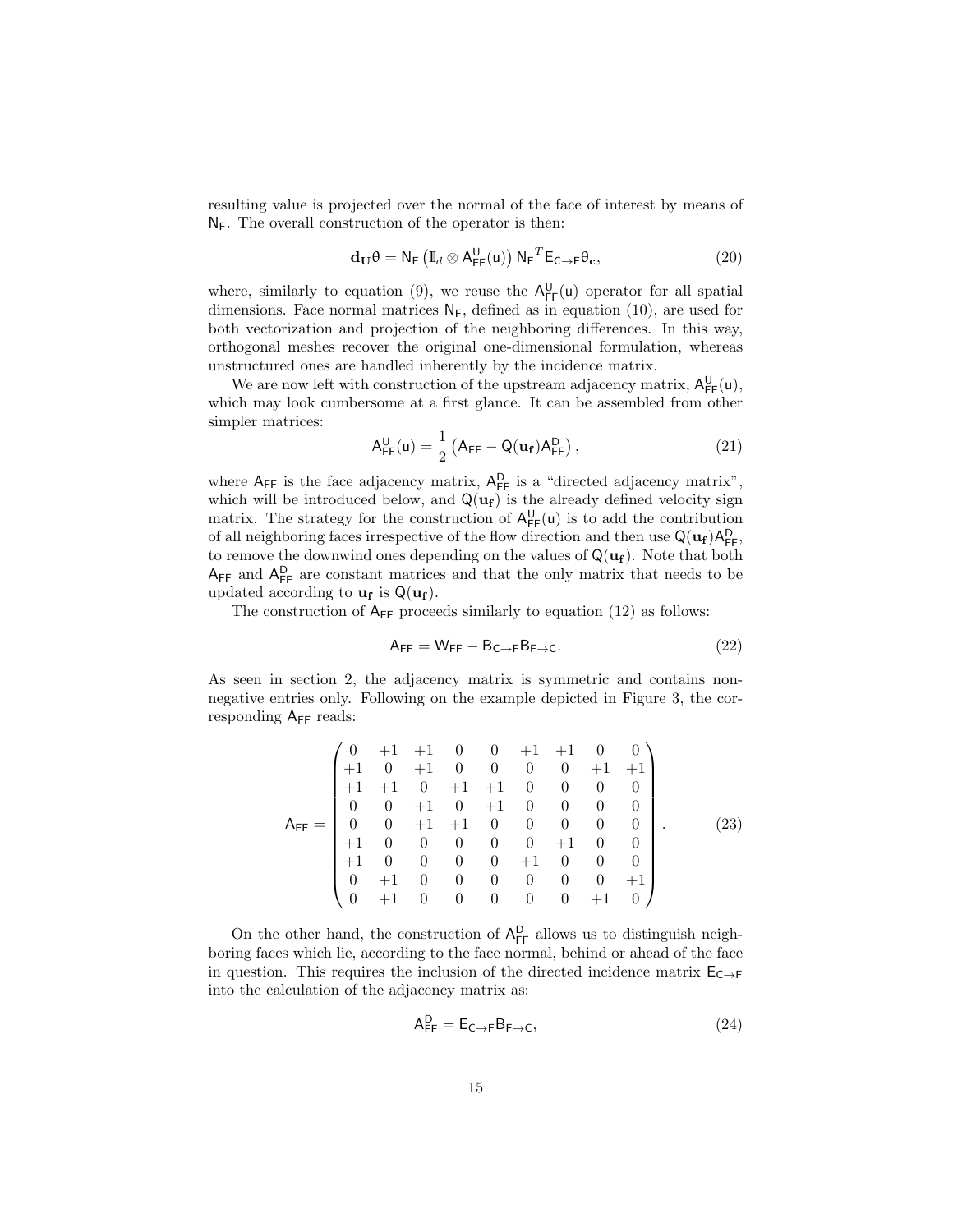resulting value is projected over the normal of the face of interest by means of $\mathsf{N_F}$. The overall construction of the operator is then:

$$\mathbf{d_U}\theta = \mathsf{N_F}\left(\mathbb{I}_d \otimes \mathsf{A^U_{FF}}(\mathsf{u})\right)\mathsf{N_F}^T\mathsf{E_{C\to F}}\theta_\mathbf{c}, \tag{20}$$

where, similarly to equation (9), we reuse the $\mathsf{A^U_{FF}}(\mathsf{u})$ operator for all spatial dimensions. Face normal matrices $\mathsf{N_F}$, defined as in equation (10), are used for both vectorization and projection of the neighboring differences. In this way, orthogonal meshes recover the original one-dimensional formulation, whereas unstructured ones are handled inherently by the incidence matrix.

We are now left with construction of the upstream adjacency matrix, $\mathsf{A^U_{FF}}(\mathsf{u})$, which may look cumbersome at a first glance. It can be assembled from other simpler matrices:

$$\mathsf{A^U_{FF}}(\mathsf{u}) = \frac{1}{2}\left(\mathsf{A_{FF}} - \mathsf{Q}(\mathbf{u_f})\mathsf{A^D_{FF}}\right), \tag{21}$$

where $\mathsf{A_{FF}}$ is the face adjacency matrix, $\mathsf{A^D_{FF}}$ is a "directed adjacency matrix", which will be introduced below, and $\mathsf{Q}(\mathbf{u_f})$ is the already defined velocity sign matrix. The strategy for the construction of $\mathsf{A^U_{FF}}(\mathsf{u})$ is to add the contribution of all neighboring faces irrespective of the flow direction and then use $\mathsf{Q}(\mathbf{u_f})\mathsf{A^D_{FF}}$, to remove the downwind ones depending on the values of $\mathsf{Q}(\mathbf{u_f})$. Note that both $\mathsf{A_{FF}}$ and $\mathsf{A^D_{FF}}$ are constant matrices and that the only matrix that needs to be updated according to $\mathbf{u_f}$ is $\mathsf{Q}(\mathbf{u_f})$.

The construction of $\mathsf{A_{FF}}$ proceeds similarly to equation (12) as follows:

$$\mathsf{A_{FF}} = \mathsf{W_{FF}} - \mathsf{B_{C\to F}}\mathsf{B_{F\to C}}. \tag{22}$$

As seen in section 2, the adjacency matrix is symmetric and contains non-negative entries only. Following on the example depicted in Figure 3, the corresponding $\mathsf{A_{FF}}$ reads:

$$\mathsf{A_{FF}} = \begin{pmatrix} 0 & +1 & +1 & 0 & 0 & +1 & +1 & 0 & 0 \\ +1 & 0 & +1 & 0 & 0 & 0 & 0 & +1 & +1 \\ +1 & +1 & 0 & +1 & +1 & 0 & 0 & 0 & 0 \\ 0 & 0 & +1 & 0 & +1 & 0 & 0 & 0 & 0 \\ 0 & 0 & +1 & +1 & 0 & 0 & 0 & 0 & 0 \\ +1 & 0 & 0 & 0 & 0 & 0 & +1 & 0 & 0 \\ +1 & 0 & 0 & 0 & 0 & +1 & 0 & 0 & 0 \\ 0 & +1 & 0 & 0 & 0 & 0 & 0 & 0 & +1 \\ 0 & +1 & 0 & 0 & 0 & 0 & 0 & +1 & 0 \end{pmatrix}. \tag{23}$$

On the other hand, the construction of $\mathsf{A^D_{FF}}$ allows us to distinguish neighboring faces which lie, according to the face normal, behind or ahead of the face in question. This requires the inclusion of the directed incidence matrix $\mathsf{E_{C\to F}}$ into the calculation of the adjacency matrix as:

$$\mathsf{A^D_{FF}} = \mathsf{E_{C\to F}}\mathsf{B_{F\to C}}, \tag{24}$$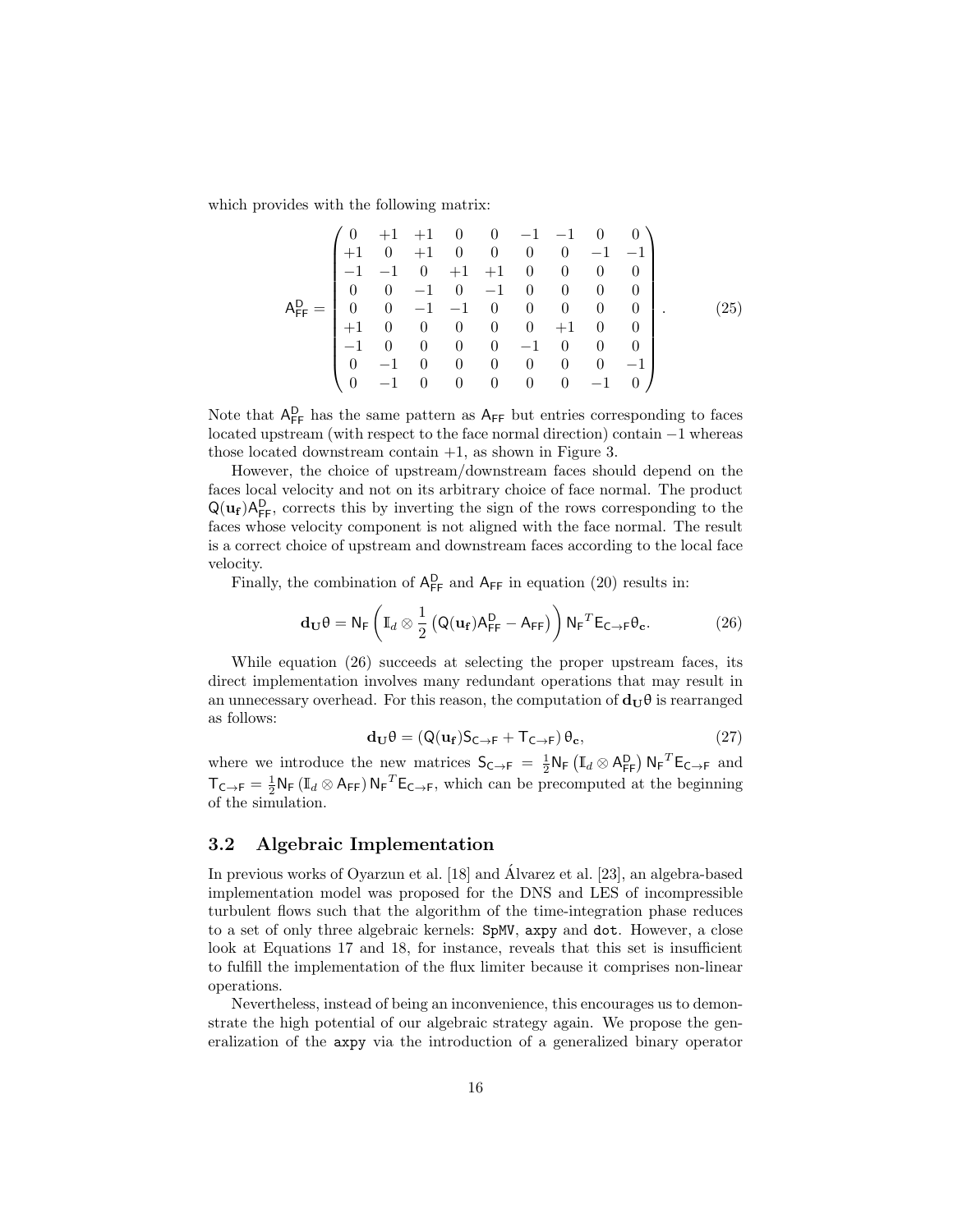which provides with the following matrix:

$$
\mathsf{A}_{\mathsf{FF}}^{\mathsf{D}} = \begin{pmatrix}
0 & +1 & +1 & 0 & 0 & -1 & -1 & 0 & 0 \\
+1 & 0 & +1 & 0 & 0 & 0 & 0 & -1 & -1 \\
-1 & -1 & 0 & +1 & +1 & 0 & 0 & 0 & 0 \\
0 & 0 & -1 & 0 & -1 & 0 & 0 & 0 & 0 \\
0 & 0 & -1 & -1 & 0 & 0 & 0 & 0 & 0 \\
+1 & 0 & 0 & 0 & 0 & 0 & +1 & 0 & 0 \\
-1 & 0 & 0 & 0 & 0 & -1 & 0 & 0 & 0 \\
0 & -1 & 0 & 0 & 0 & 0 & 0 & 0 & -1 \\
0 & -1 & 0 & 0 & 0 & 0 & 0 & -1 & 0
\end{pmatrix}. \tag{25}
$$

Note that $\mathsf{A}_{\mathsf{FF}}^{\mathsf{D}}$ has the same pattern as $\mathsf{A}_{\mathsf{FF}}$ but entries corresponding to faces located upstream (with respect to the face normal direction) contain $-1$ whereas those located downstream contain $+1$, as shown in Figure 3.

However, the choice of upstream/downstream faces should depend on the faces local velocity and not on its arbitrary choice of face normal. The product $\mathsf{Q}(\mathbf{u_f})\mathsf{A}_{\mathsf{FF}}^{\mathsf{D}}$, corrects this by inverting the sign of the rows corresponding to the faces whose velocity component is not aligned with the face normal. The result is a correct choice of upstream and downstream faces according to the local face velocity.

Finally, the combination of $\mathsf{A}_{\mathsf{FF}}^{\mathsf{D}}$ and $\mathsf{A}_{\mathsf{FF}}$ in equation (20) results in:

$$
\mathbf{d_U}\theta = \mathsf{N_F}\left(\mathbb{I}_d \otimes \frac{1}{2}\left(\mathsf{Q}(\mathbf{u_f})\mathsf{A}_{\mathsf{FF}}^{\mathsf{D}} - \mathsf{A}_{\mathsf{FF}}\right)\right)\mathsf{N_F}^T \mathsf{E}_{\mathsf{C}\to\mathsf{F}}\theta_{\mathbf{c}}. \tag{26}
$$

While equation (26) succeeds at selecting the proper upstream faces, its direct implementation involves many redundant operations that may result in an unnecessary overhead. For this reason, the computation of $\mathbf{d_U}\theta$ is rearranged as follows:

$$
\mathbf{d_U}\theta = \left(\mathsf{Q}(\mathbf{u_f})\mathsf{S}_{\mathsf{C}\to\mathsf{F}} + \mathsf{T}_{\mathsf{C}\to\mathsf{F}}\right)\theta_{\mathbf{c}}, \tag{27}
$$

where we introduce the new matrices $\mathsf{S}_{\mathsf{C}\to\mathsf{F}} = \frac{1}{2}\mathsf{N_F}\left(\mathbb{I}_d \otimes \mathsf{A}_{\mathsf{FF}}^{\mathsf{D}}\right)\mathsf{N_F}^T\mathsf{E}_{\mathsf{C}\to\mathsf{F}}$ and $\mathsf{T}_{\mathsf{C}\to\mathsf{F}} = \frac{1}{2}\mathsf{N_F}\left(\mathbb{I}_d \otimes \mathsf{A}_{\mathsf{FF}}\right)\mathsf{N_F}^T\mathsf{E}_{\mathsf{C}\to\mathsf{F}}$, which can be precomputed at the beginning of the simulation.

### 3.2 Algebraic Implementation

In previous works of Oyarzun et al. [18] and Álvarez et al. [23], an algebra-based implementation model was proposed for the DNS and LES of incompressible turbulent flows such that the algorithm of the time-integration phase reduces to a set of only three algebraic kernels: `SpMV`, `axpy` and `dot`. However, a close look at Equations 17 and 18, for instance, reveals that this set is insufficient to fulfill the implementation of the flux limiter because it comprises non-linear operations.

Nevertheless, instead of being an inconvenience, this encourages us to demonstrate the high potential of our algebraic strategy again. We propose the generalization of the `axpy` via the introduction of a generalized binary operator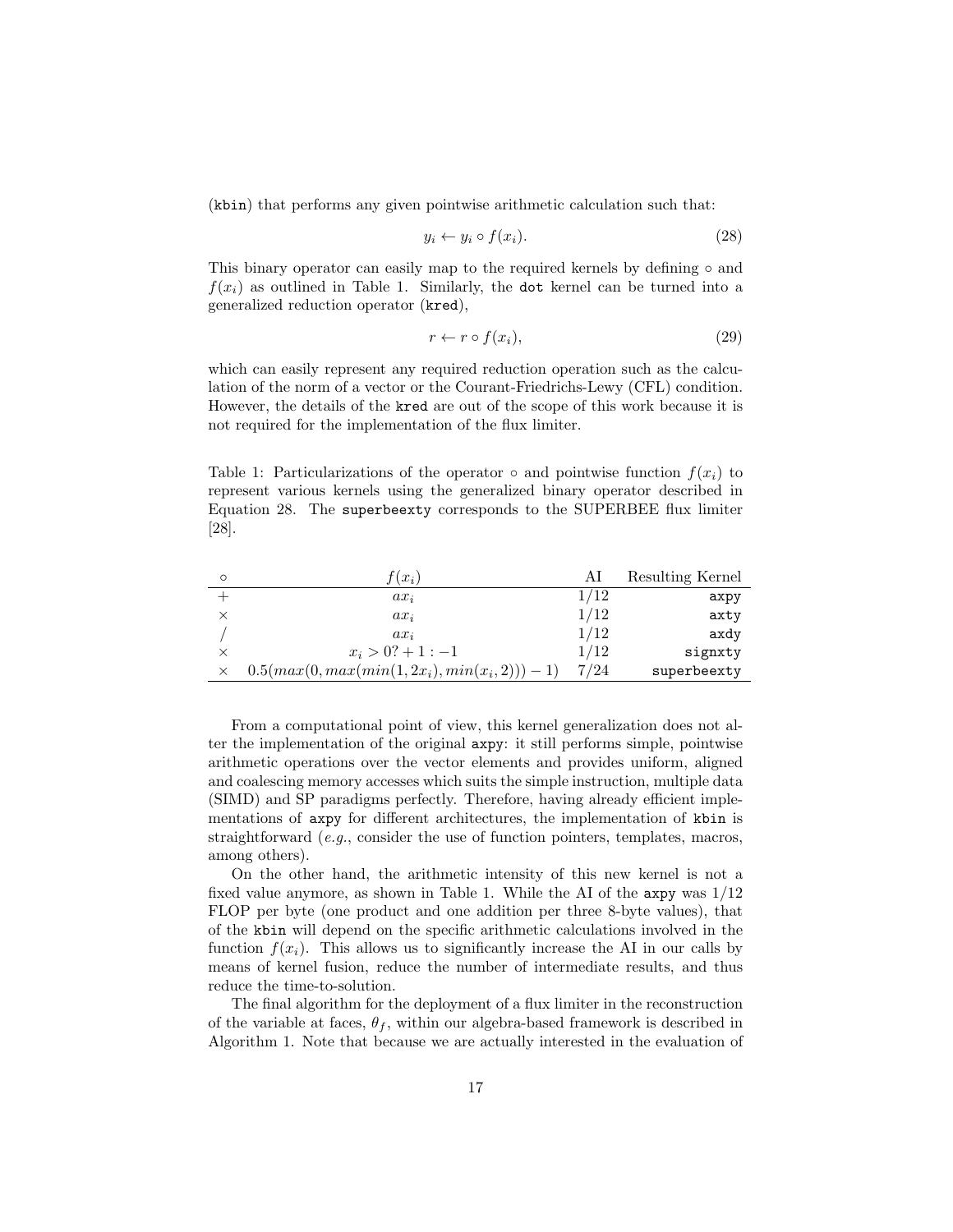(`kbin`) that performs any given pointwise arithmetic calculation such that:

$$y_i \leftarrow y_i \circ f(x_i). \tag{28}$$

This binary operator can easily map to the required kernels by defining $\circ$ and $f(x_i)$ as outlined in Table 1. Similarly, the `dot` kernel can be turned into a generalized reduction operator (`kred`),

$$r \leftarrow r \circ f(x_i), \tag{29}$$

which can easily represent any required reduction operation such as the calculation of the norm of a vector or the Courant-Friedrichs-Lewy (CFL) condition. However, the details of the `kred` are out of the scope of this work because it is not required for the implementation of the flux limiter.

Table 1: Particularizations of the operator $\circ$ and pointwise function $f(x_i)$ to represent various kernels using the generalized binary operator described in Equation 28. The `superbeexty` corresponds to the SUPERBEE flux limiter [28].

| $\circ$ | $f(x_i)$ | AI | Resulting Kernel |
|---|---|---|---|
| $+$ | $ax_i$ | $1/12$ | `axpy` |
| $\times$ | $ax_i$ | $1/12$ | `axty` |
| $/$ | $ax_i$ | $1/12$ | `axdy` |
| $\times$ | $x_i > 0? + 1 : -1$ | $1/12$ | `signxty` |
| $\times$ | $0.5(max(0, max(min(1, 2x_i), min(x_i, 2))) - 1)$ | $7/24$ | `superbeexty` |

From a computational point of view, this kernel generalization does not alter the implementation of the original `axpy`: it still performs simple, pointwise arithmetic operations over the vector elements and provides uniform, aligned and coalescing memory accesses which suits the simple instruction, multiple data (SIMD) and SP paradigms perfectly. Therefore, having already efficient implementations of `axpy` for different architectures, the implementation of `kbin` is straightforward (*e.g.*, consider the use of function pointers, templates, macros, among others).

On the other hand, the arithmetic intensity of this new kernel is not a fixed value anymore, as shown in Table 1. While the AI of the `axpy` was $1/12$ FLOP per byte (one product and one addition per three 8-byte values), that of the `kbin` will depend on the specific arithmetic calculations involved in the function $f(x_i)$. This allows us to significantly increase the AI in our calls by means of kernel fusion, reduce the number of intermediate results, and thus reduce the time-to-solution.

The final algorithm for the deployment of a flux limiter in the reconstruction of the variable at faces, $\theta_f$, within our algebra-based framework is described in Algorithm 1. Note that because we are actually interested in the evaluation of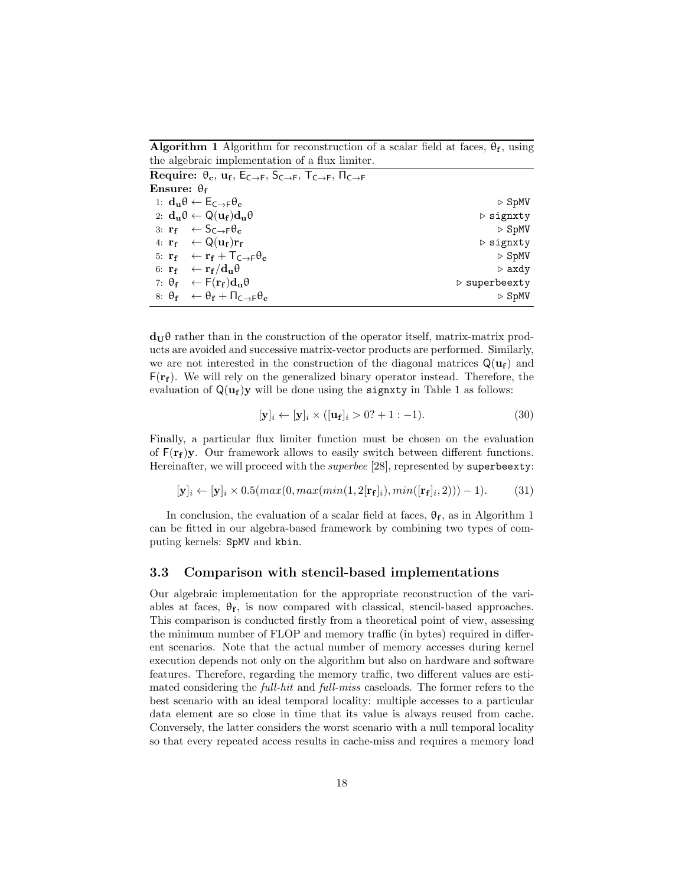**Algorithm 1** Algorithm for reconstruction of a scalar field at faces, $\theta_\mathbf{f}$, using the algebraic implementation of a flux limiter.

**Require:** $\theta_\mathbf{c}$, $\mathbf{u_f}$, $\mathsf{E}_{\mathsf{C}\to\mathsf{F}}$, $\mathsf{S}_{\mathsf{C}\to\mathsf{F}}$, $\mathsf{T}_{\mathsf{C}\to\mathsf{F}}$, $\Pi_{\mathsf{C}\to\mathsf{F}}$
**Ensure:** $\theta_\mathbf{f}$

1: $\mathbf{d_u}\theta \leftarrow \mathsf{E}_{\mathsf{C}\to\mathsf{F}}\theta_\mathbf{c}$ ▷ `SpMV`
2: $\mathbf{d_u}\theta \leftarrow \mathsf{Q}(\mathbf{u_f})\mathbf{d_u}\theta$ ▷ `signxty`
3: $\mathbf{r_f} \leftarrow \mathsf{S}_{\mathsf{C}\to\mathsf{F}}\theta_\mathbf{c}$ ▷ `SpMV`
4: $\mathbf{r_f} \leftarrow \mathsf{Q}(\mathbf{u_f})\mathbf{r_f}$ ▷ `signxty`
5: $\mathbf{r_f} \leftarrow \mathbf{r_f} + \mathsf{T}_{\mathsf{C}\to\mathsf{F}}\theta_\mathbf{c}$ ▷ `SpMV`
6: $\mathbf{r_f} \leftarrow \mathbf{r_f}/\mathbf{d_u}\theta$ ▷ `axdy`
7: $\theta_\mathbf{f} \leftarrow \mathsf{F}(\mathbf{r_f})\mathbf{d_u}\theta$ ▷ `superbeexty`
8: $\theta_\mathbf{f} \leftarrow \theta_\mathbf{f} + \Pi_{\mathsf{C}\to\mathsf{F}}\theta_\mathbf{c}$ ▷ `SpMV`

$\mathbf{d_U}\theta$ rather than in the construction of the operator itself, matrix-matrix products are avoided and successive matrix-vector products are performed. Similarly, we are not interested in the construction of the diagonal matrices $\mathsf{Q}(\mathbf{u_f})$ and $\mathsf{F}(\mathbf{r_f})$. We will rely on the generalized binary operator instead. Therefore, the evaluation of $\mathsf{Q}(\mathbf{u_f})\mathbf{y}$ will be done using the `signxty` in Table 1 as follows:

$$[\mathbf{y}]_i \leftarrow [\mathbf{y}]_i \times ([\mathbf{u_f}]_i > 0? + 1 : -1). \tag{30}$$

Finally, a particular flux limiter function must be chosen on the evaluation of $\mathsf{F}(\mathbf{r_f})\mathbf{y}$. Our framework allows to easily switch between different functions. Hereinafter, we will proceed with the *superbee* [28], represented by `superbeexty`:

$$[\mathbf{y}]_i \leftarrow [\mathbf{y}]_i \times 0.5(max(0, max(min(1, 2[\mathbf{r_f}]_i), min([\mathbf{r_f}]_i, 2))) - 1). \tag{31}$$

In conclusion, the evaluation of a scalar field at faces, $\theta_\mathbf{f}$, as in Algorithm 1 can be fitted in our algebra-based framework by combining two types of computing kernels: `SpMV` and `kbin`.

### 3.3 Comparison with stencil-based implementations

Our algebraic implementation for the appropriate reconstruction of the variables at faces, $\theta_\mathbf{f}$, is now compared with classical, stencil-based approaches. This comparison is conducted firstly from a theoretical point of view, assessing the minimum number of FLOP and memory traffic (in bytes) required in different scenarios. Note that the actual number of memory accesses during kernel execution depends not only on the algorithm but also on hardware and software features. Therefore, regarding the memory traffic, two different values are estimated considering the *full-hit* and *full-miss* caseloads. The former refers to the best scenario with an ideal temporal locality: multiple accesses to a particular data element are so close in time that its value is always reused from cache. Conversely, the latter considers the worst scenario with a null temporal locality so that every repeated access results in cache-miss and requires a memory load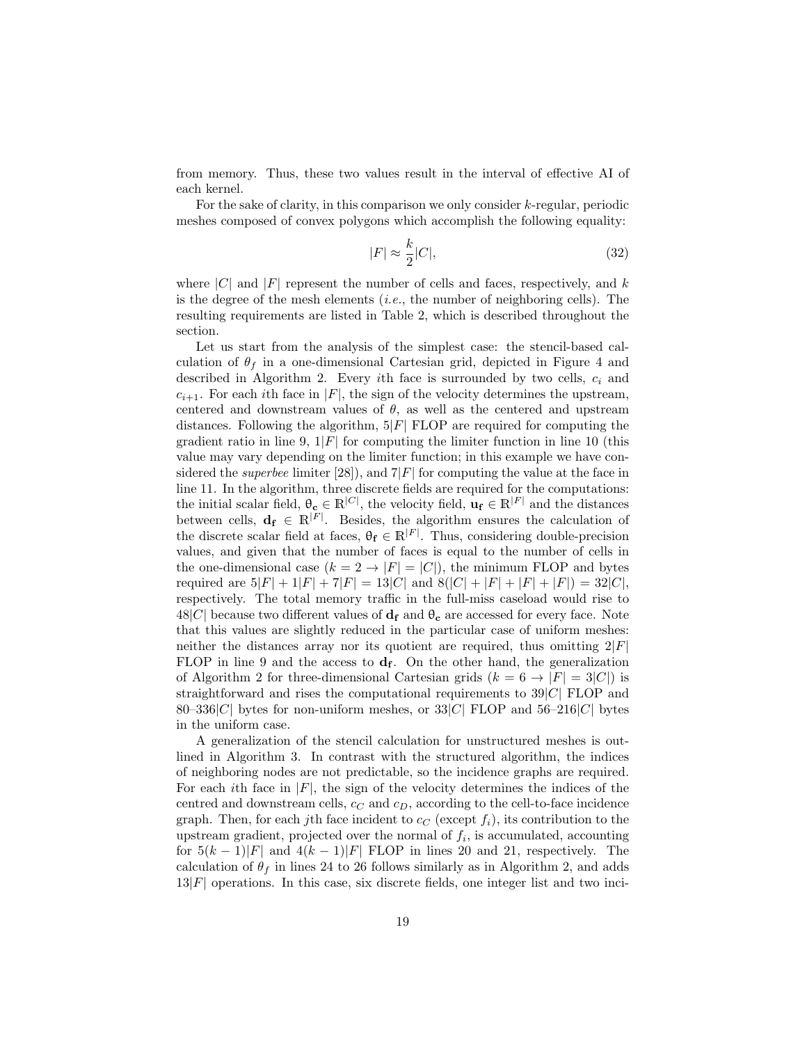from memory. Thus, these two values result in the interval of effective AI of each kernel.

For the sake of clarity, in this comparison we only consider $k$-regular, periodic meshes composed of convex polygons which accomplish the following equality:

$$|F| \approx \frac{k}{2}|C|, \tag{32}$$

where $|C|$ and $|F|$ represent the number of cells and faces, respectively, and $k$ is the degree of the mesh elements (*i.e.*, the number of neighboring cells). The resulting requirements are listed in Table 2, which is described throughout the section.

Let us start from the analysis of the simplest case: the stencil-based calculation of $\theta_f$ in a one-dimensional Cartesian grid, depicted in Figure 4 and described in Algorithm 2. Every $i$th face is surrounded by two cells, $c_i$ and $c_{i+1}$. For each $i$th face in $|F|$, the sign of the velocity determines the upstream, centered and downstream values of $\theta$, as well as the centered and upstream distances. Following the algorithm, $5|F|$ FLOP are required for computing the gradient ratio in line 9, $1|F|$ for computing the limiter function in line 10 (this value may vary depending on the limiter function; in this example we have considered the *superbee* limiter [28]), and $7|F|$ for computing the value at the face in line 11. In the algorithm, three discrete fields are required for the computations: the initial scalar field, $\boldsymbol{\theta_c} \in \mathbb{R}^{|C|}$, the velocity field, $\mathbf{u_f} \in \mathbb{R}^{|F|}$ and the distances between cells, $\mathbf{d_f} \in \mathbb{R}^{|F|}$. Besides, the algorithm ensures the calculation of the discrete scalar field at faces, $\boldsymbol{\theta_f} \in \mathbb{R}^{|F|}$. Thus, considering double-precision values, and given that the number of faces is equal to the number of cells in the one-dimensional case ($k = 2 \rightarrow |F| = |C|$), the minimum FLOP and bytes required are $5|F| + 1|F| + 7|F| = 13|C|$ and $8(|C| + |F| + |F| + |F|) = 32|C|$, respectively. The total memory traffic in the full-miss caseload would rise to $48|C|$ because two different values of $\mathbf{d_f}$ and $\boldsymbol{\theta_c}$ are accessed for every face. Note that this values are slightly reduced in the particular case of uniform meshes: neither the distances array nor its quotient are required, thus omitting $2|F|$ FLOP in line 9 and the access to $\mathbf{d_f}$. On the other hand, the generalization of Algorithm 2 for three-dimensional Cartesian grids ($k = 6 \rightarrow |F| = 3|C|$) is straightforward and rises the computational requirements to $39|C|$ FLOP and 80–$336|C|$ bytes for non-uniform meshes, or $33|C|$ FLOP and 56–$216|C|$ bytes in the uniform case.

A generalization of the stencil calculation for unstructured meshes is outlined in Algorithm 3. In contrast with the structured algorithm, the indices of neighboring nodes are not predictable, so the incidence graphs are required. For each $i$th face in $|F|$, the sign of the velocity determines the indices of the centred and downstream cells, $c_C$ and $c_D$, according to the cell-to-face incidence graph. Then, for each $j$th face incident to $c_C$ (except $f_i$), its contribution to the upstream gradient, projected over the normal of $f_i$, is accumulated, accounting for $5(k-1)|F|$ and $4(k-1)|F|$ FLOP in lines 20 and 21, respectively. The calculation of $\theta_f$ in lines 24 to 26 follows similarly as in Algorithm 2, and adds $13|F|$ operations. In this case, six discrete fields, one integer list and two inci-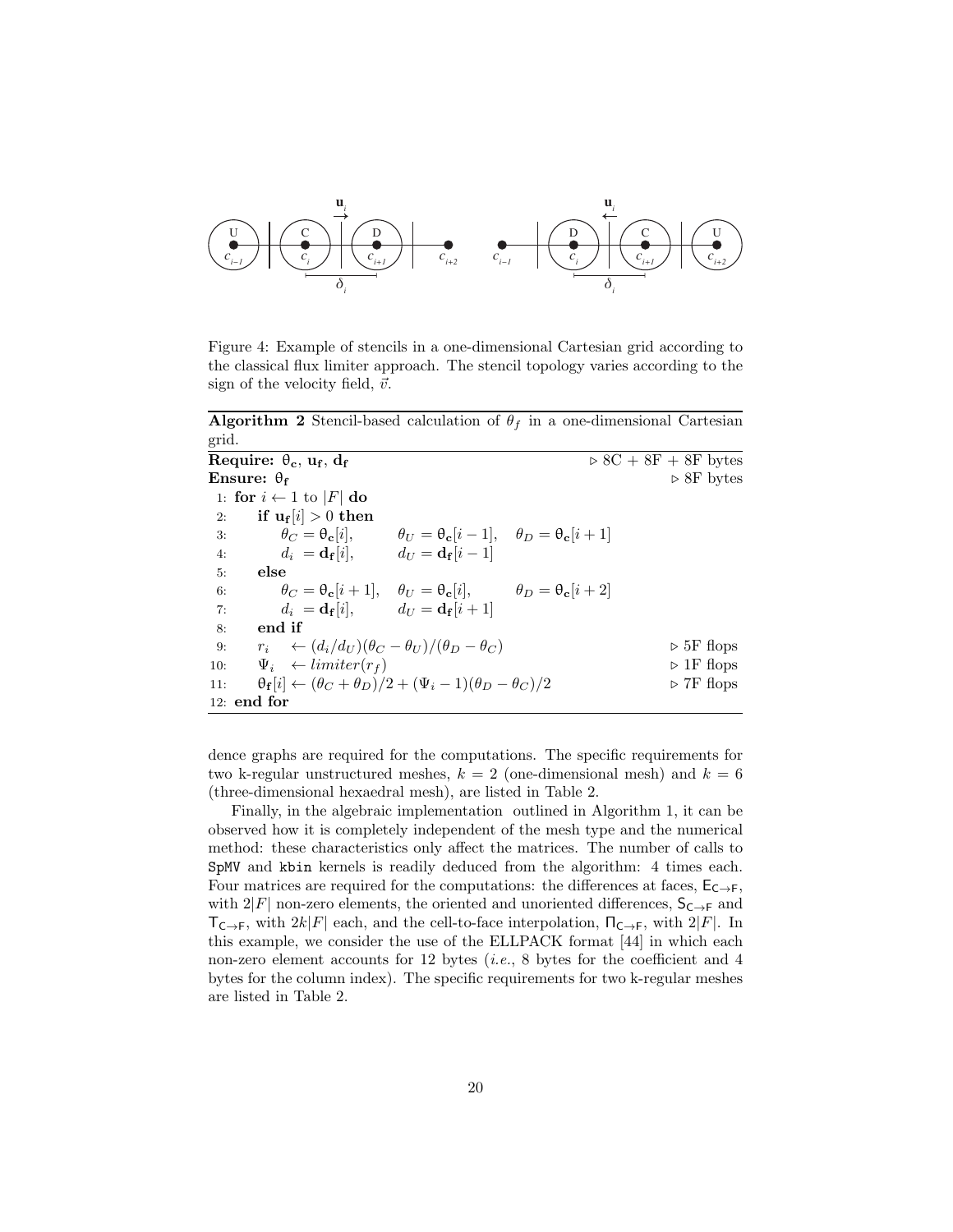Figure 4: Example of stencils in a one-dimensional Cartesian grid according to the classical flux limiter approach. The stencil topology varies according to the sign of the velocity field, $\vec{v}$.

**Algorithm 2** Stencil-based calculation of $\theta_f$ in a one-dimensional Cartesian grid.

**Require:** $\theta_c$, $\mathbf{u_f}$, $\mathbf{d_f}$ ▷ 8C + 8F + 8F bytes
**Ensure:** $\theta_f$ ▷ 8F bytes

```
 1: for i ← 1 to |F| do
 2:     if u_f[i] > 0 then
 3:         θ_C = θ_c[i],      θ_U = θ_c[i−1],   θ_D = θ_c[i+1]
 4:         d_i = d_f[i],      d_U = d_f[i−1]
 5:     else
 6:         θ_C = θ_c[i+1],    θ_U = θ_c[i],     θ_D = θ_c[i+2]
 7:         d_i = d_f[i],      d_U = d_f[i+1]
 8:     end if
 9:     r_i ← (d_i/d_U)(θ_C − θ_U)/(θ_D − θ_C)                ▷ 5F flops
10:     Ψ_i ← limiter(r_f)                                      ▷ 1F flops
11:     θ_f[i] ← (θ_C + θ_D)/2 + (Ψ_i − 1)(θ_D − θ_C)/2        ▷ 7F flops
12: end for
```

dence graphs are required for the computations. The specific requirements for two k-regular unstructured meshes, $k = 2$ (one-dimensional mesh) and $k = 6$ (three-dimensional hexaedral mesh), are listed in Table 2.

Finally, in the algebraic implementation outlined in Algorithm 1, it can be observed how it is completely independent of the mesh type and the numerical method: these characteristics only affect the matrices. The number of calls to SpMV and kbin kernels is readily deduced from the algorithm: 4 times each. Four matrices are required for the computations: the differences at faces, $\mathsf{E}_{\mathsf{C}\to\mathsf{F}}$, with $2|F|$ non-zero elements, the oriented and unoriented differences, $\mathsf{S}_{\mathsf{C}\to\mathsf{F}}$ and $\mathsf{T}_{\mathsf{C}\to\mathsf{F}}$, with $2k|F|$ each, and the cell-to-face interpolation, $\Pi_{\mathsf{C}\to\mathsf{F}}$, with $2|F|$. In this example, we consider the use of the ELLPACK format [44] in which each non-zero element accounts for 12 bytes (*i.e.*, 8 bytes for the coefficient and 4 bytes for the column index). The specific requirements for two k-regular meshes are listed in Table 2.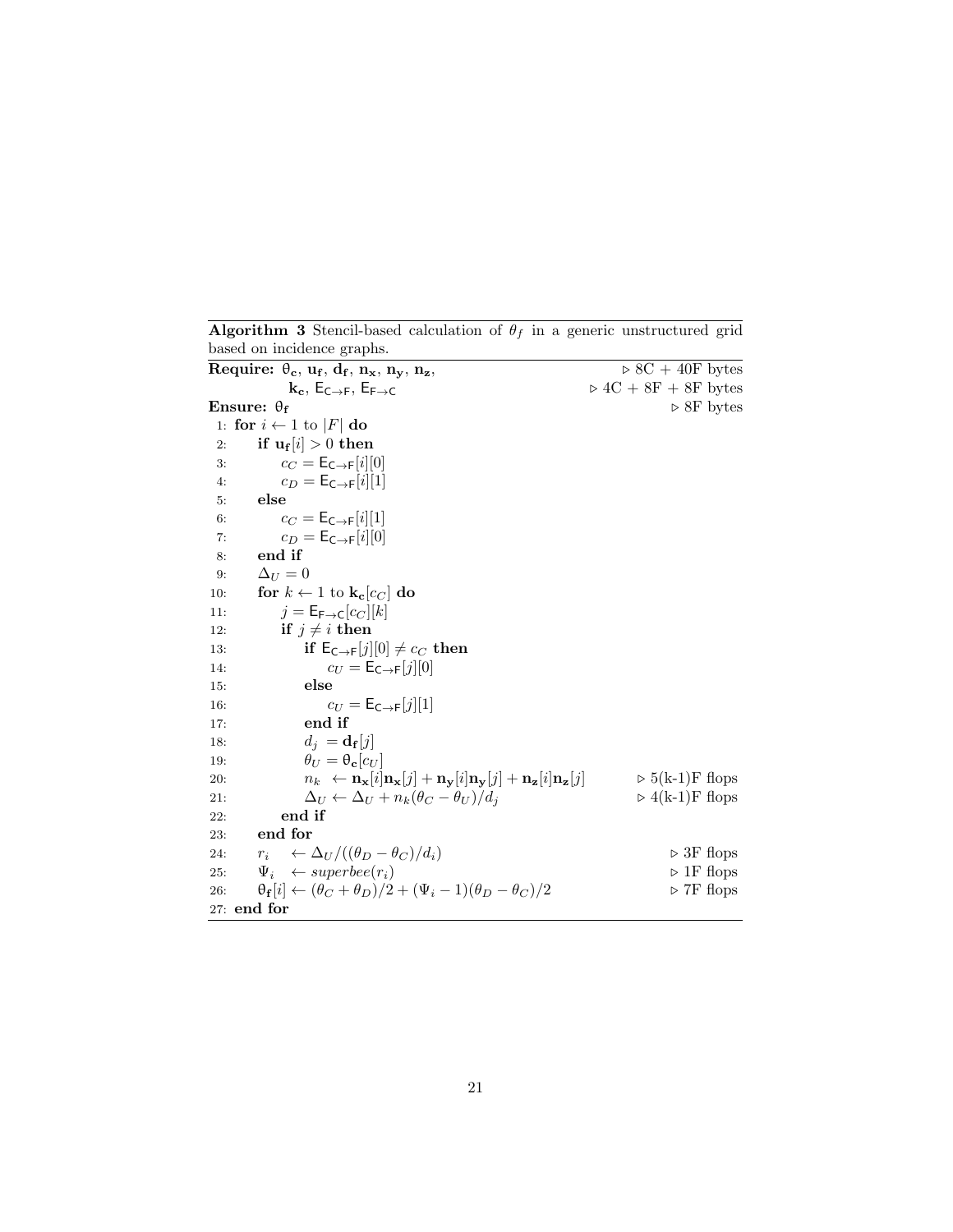**Algorithm 3** Stencil-based calculation of $\theta_f$ in a generic unstructured grid based on incidence graphs.

```
Require: θc, uf, df, nx, ny, nz,                              ▷ 8C + 40F bytes
         kc, E_{C→F}, E_{F→C}                                 ▷ 4C + 8F + 8F bytes
Ensure: θf                                                    ▷ 8F bytes
 1: for i ← 1 to |F| do
 2:     if uf[i] > 0 then
 3:         c_C = E_{C→F}[i][0]
 4:         c_D = E_{C→F}[i][1]
 5:     else
 6:         c_C = E_{C→F}[i][1]
 7:         c_D = E_{C→F}[i][0]
 8:     end if
 9:     Δ_U = 0
10:     for k ← 1 to kc[c_C] do
11:         j = E_{F→C}[c_C][k]
12:         if j ≠ i then
13:             if E_{C→F}[j][0] ≠ c_C then
14:                 c_U = E_{C→F}[j][0]
15:             else
16:                 c_U = E_{C→F}[j][1]
17:             end if
18:             d_j = df[j]
19:             θ_U = θc[c_U]
20:             n_k ← nx[i]nx[j] + ny[i]ny[j] + nz[i]nz[j]    ▷ 5(k-1)F flops
21:             Δ_U ← Δ_U + n_k(θ_C − θ_U)/d_j               ▷ 4(k-1)F flops
22:         end if
23:     end for
24:     r_i ← Δ_U/((θ_D − θ_C)/d_i)                           ▷ 3F flops
25:     Ψ_i ← superbee(r_i)                                   ▷ 1F flops
26:     θf[i] ← (θ_C + θ_D)/2 + (Ψ_i − 1)(θ_D − θ_C)/2         ▷ 7F flops
27: end for
```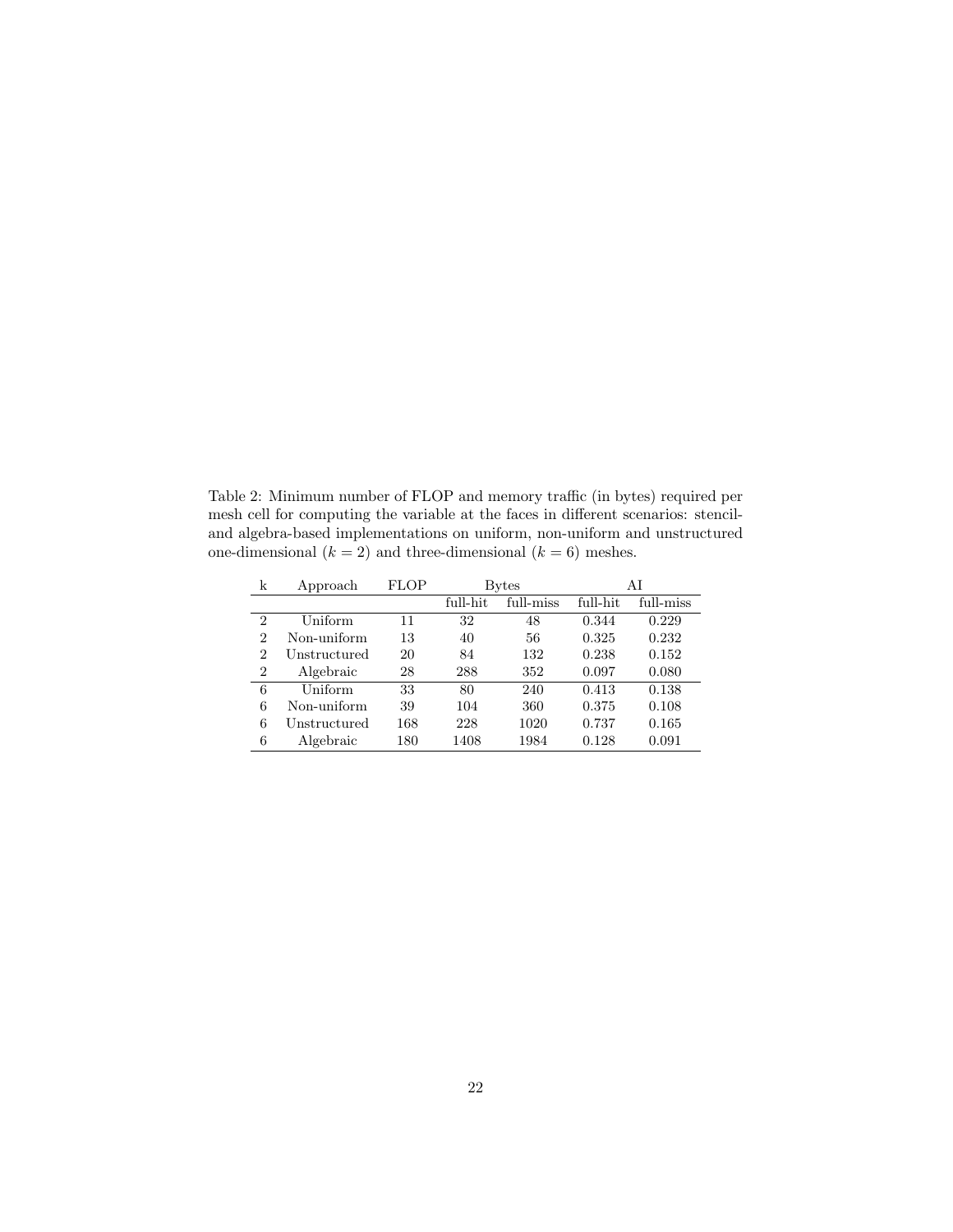Table 2: Minimum number of FLOP and memory traffic (in bytes) required per mesh cell for computing the variable at the faces in different scenarios: stencil- and algebra-based implementations on uniform, non-uniform and unstructured one-dimensional ($k = 2$) and three-dimensional ($k = 6$) meshes.

| k | Approach | FLOP | Bytes | | AI | |
|---|---|---|---|---|---|---|
| | | | full-hit | full-miss | full-hit | full-miss |
| 2 | Uniform | 11 | 32 | 48 | 0.344 | 0.229 |
| 2 | Non-uniform | 13 | 40 | 56 | 0.325 | 0.232 |
| 2 | Unstructured | 20 | 84 | 132 | 0.238 | 0.152 |
| 2 | Algebraic | 28 | 288 | 352 | 0.097 | 0.080 |
| 6 | Uniform | 33 | 80 | 240 | 0.413 | 0.138 |
| 6 | Non-uniform | 39 | 104 | 360 | 0.375 | 0.108 |
| 6 | Unstructured | 168 | 228 | 1020 | 0.737 | 0.165 |
| 6 | Algebraic | 180 | 1408 | 1984 | 0.128 | 0.091 |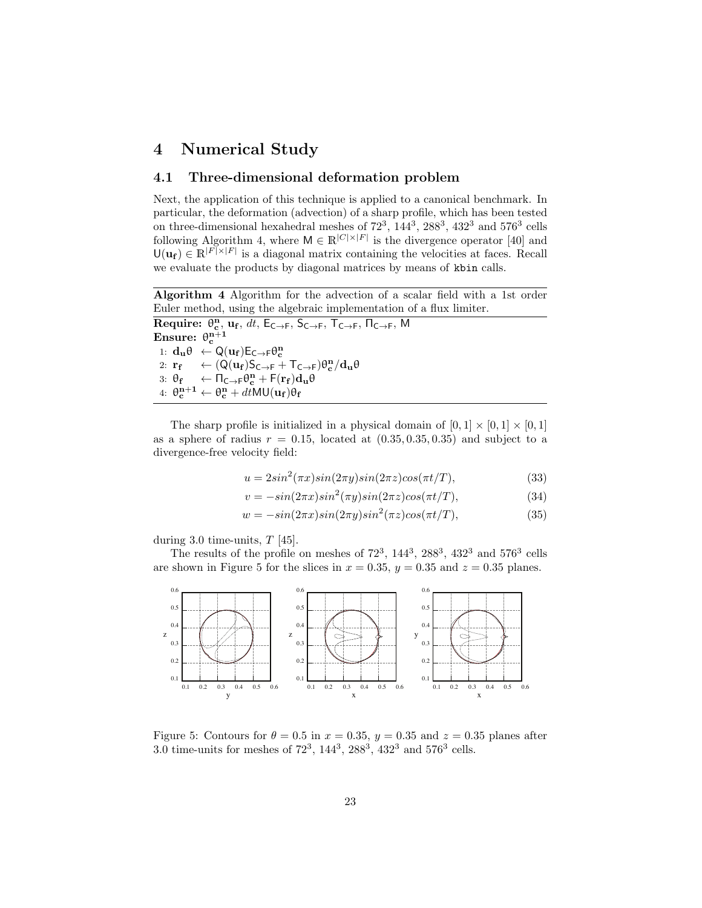# 4 Numerical Study

## 4.1 Three-dimensional deformation problem

Next, the application of this technique is applied to a canonical benchmark. In particular, the deformation (advection) of a sharp profile, which has been tested on three-dimensional hexahedral meshes of $72^3$, $144^3$, $288^3$, $432^3$ and $576^3$ cells following Algorithm 4, where $\mathsf{M} \in \mathbb{R}^{|C| \times |F|}$ is the divergence operator [40] and $\mathsf{U}(\mathbf{u_f}) \in \mathbb{R}^{|F| \times |F|}$ is a diagonal matrix containing the velocities at faces. Recall we evaluate the products by diagonal matrices by means of `kbin` calls.

---

**Algorithm 4** Algorithm for the advection of a scalar field with a 1st order Euler method, using the algebraic implementation of a flux limiter.

---

**Require:** $\theta_\mathbf{c}^\mathbf{n}$, $\mathbf{u_f}$, $dt$, $\mathsf{E}_{\mathsf{C}\rightarrow\mathsf{F}}$, $\mathsf{S}_{\mathsf{C}\rightarrow\mathsf{F}}$, $\mathsf{T}_{\mathsf{C}\rightarrow\mathsf{F}}$, $\Pi_{\mathsf{C}\rightarrow\mathsf{F}}$, $\mathsf{M}$

**Ensure:** $\theta_\mathbf{c}^\mathbf{n+1}$

1: $\mathbf{d_u}\theta \leftarrow \mathsf{Q}(\mathbf{u_f})\mathsf{E}_{\mathsf{C}\rightarrow\mathsf{F}}\theta_\mathbf{c}^\mathbf{n}$

2: $\mathbf{r_f} \leftarrow (\mathsf{Q}(\mathbf{u_f})\mathsf{S}_{\mathsf{C}\rightarrow\mathsf{F}} + \mathsf{T}_{\mathsf{C}\rightarrow\mathsf{F}})\theta_\mathbf{c}^\mathbf{n}/\mathbf{d_u}\theta$

3: $\theta_\mathbf{f} \leftarrow \Pi_{\mathsf{C}\rightarrow\mathsf{F}}\theta_\mathbf{c}^\mathbf{n} + \mathsf{F}(\mathbf{r_f})\mathbf{d_u}\theta$

4: $\theta_\mathbf{c}^\mathbf{n+1} \leftarrow \theta_\mathbf{c}^\mathbf{n} + dt\mathsf{M}\mathsf{U}(\mathbf{u_f})\theta_\mathbf{f}$

---

The sharp profile is initialized in a physical domain of $[0, 1] \times [0, 1] \times [0, 1]$ as a sphere of radius $r = 0.15$, located at $(0.35, 0.35, 0.35)$ and subject to a divergence-free velocity field:

$$u = 2sin^2(\pi x)sin(2\pi y)sin(2\pi z)cos(\pi t/T), \tag{33}$$

$$v = -sin(2\pi x)sin^2(\pi y)sin(2\pi z)cos(\pi t/T), \tag{34}$$

$$w = -sin(2\pi x)sin(2\pi y)sin^2(\pi z)cos(\pi t/T), \tag{35}$$

during 3.0 time-units, $T$ [45].

The results of the profile on meshes of $72^3$, $144^3$, $288^3$, $432^3$ and $576^3$ cells are shown in Figure 5 for the slices in $x = 0.35$, $y = 0.35$ and $z = 0.35$ planes.

Figure 5: Contours for $\theta = 0.5$ in $x = 0.35$, $y = 0.35$ and $z = 0.35$ planes after 3.0 time-units for meshes of $72^3$, $144^3$, $288^3$, $432^3$ and $576^3$ cells.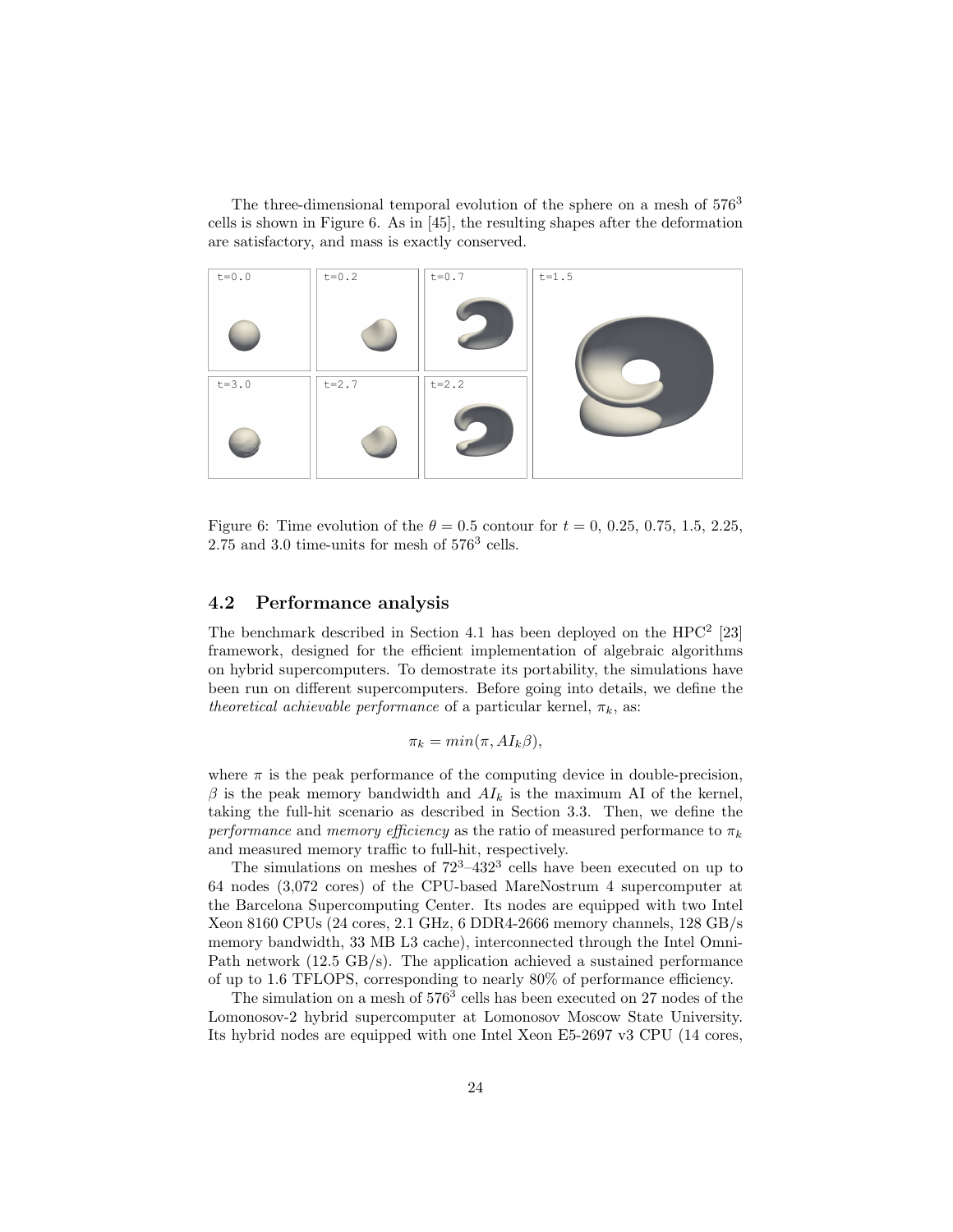The three-dimensional temporal evolution of the sphere on a mesh of $576^3$ cells is shown in Figure 6. As in [45], the resulting shapes after the deformation are satisfactory, and mass is exactly conserved.

Figure 6: Time evolution of the $\theta = 0.5$ contour for $t = 0$, 0.25, 0.75, 1.5, 2.25, 2.75 and 3.0 time-units for mesh of $576^3$ cells.

## 4.2 Performance analysis

The benchmark described in Section 4.1 has been deployed on the HPC[2] [23] framework, designed for the efficient implementation of algebraic algorithms on hybrid supercomputers. To demostrate its portability, the simulations have been run on different supercomputers. Before going into details, we define the *theoretical achievable performance* of a particular kernel, $\pi_k$, as:

$$\pi_k = min(\pi, AI_k\beta),$$

where $\pi$ is the peak performance of the computing device in double-precision, $\beta$ is the peak memory bandwidth and $AI_k$ is the maximum AI of the kernel, taking the full-hit scenario as described in Section 3.3. Then, we define the *performance* and *memory efficiency* as the ratio of measured performance to $\pi_k$ and measured memory traffic to full-hit, respectively.

The simulations on meshes of $72^3$–$432^3$ cells have been executed on up to 64 nodes (3,072 cores) of the CPU-based MareNostrum 4 supercomputer at the Barcelona Supercomputing Center. Its nodes are equipped with two Intel Xeon 8160 CPUs (24 cores, 2.1 GHz, 6 DDR4-2666 memory channels, 128 GB/s memory bandwidth, 33 MB L3 cache), interconnected through the Intel Omni-Path network (12.5 GB/s). The application achieved a sustained performance of up to 1.6 TFLOPS, corresponding to nearly 80% of performance efficiency.

The simulation on a mesh of $576^3$ cells has been executed on 27 nodes of the Lomonosov-2 hybrid supercomputer at Lomonosov Moscow State University. Its hybrid nodes are equipped with one Intel Xeon E5-2697 v3 CPU (14 cores,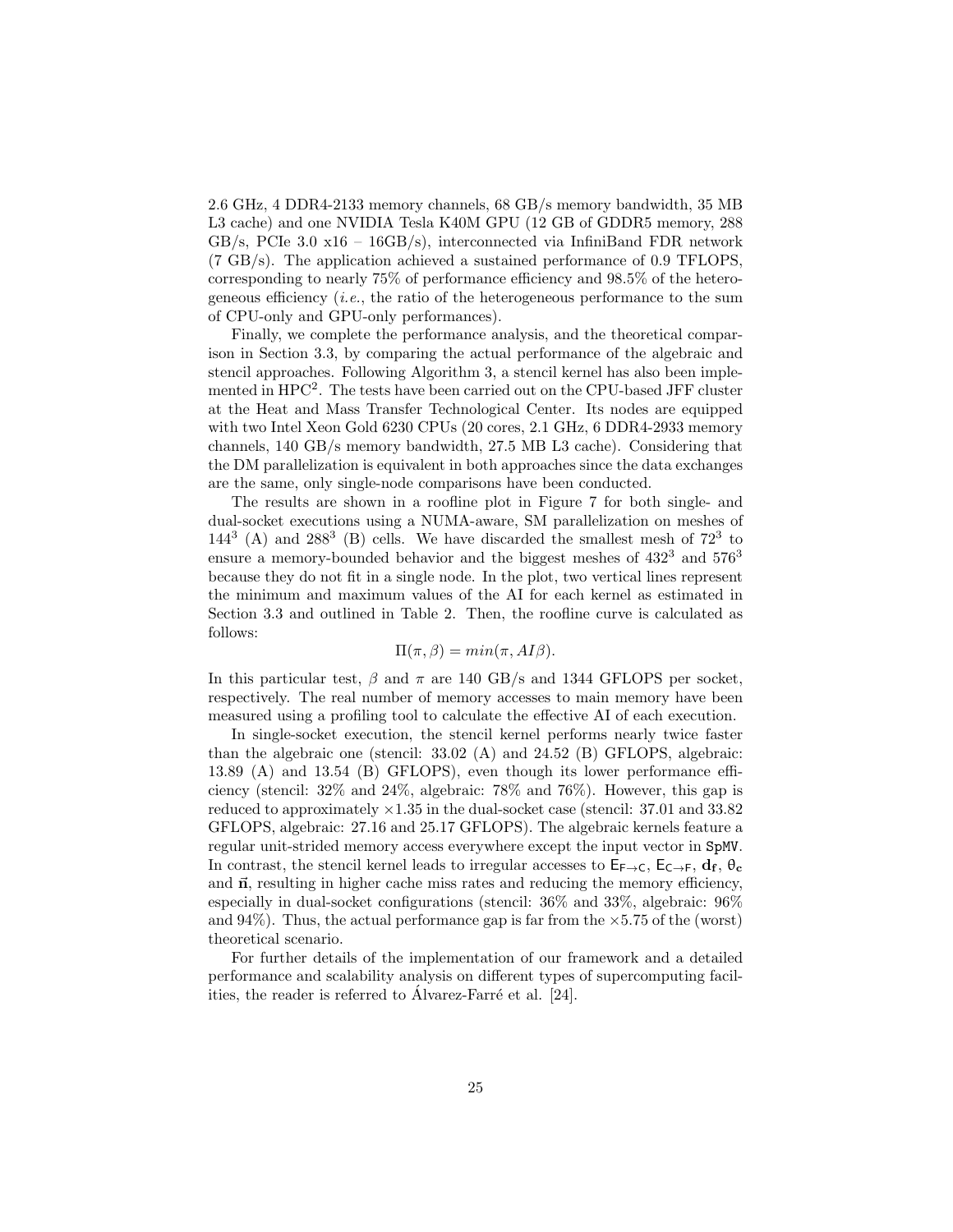2.6 GHz, 4 DDR4-2133 memory channels, 68 GB/s memory bandwidth, 35 MB L3 cache) and one NVIDIA Tesla K40M GPU (12 GB of GDDR5 memory, 288 GB/s, PCIe 3.0 x16 – 16GB/s), interconnected via InfiniBand FDR network (7 GB/s). The application achieved a sustained performance of 0.9 TFLOPS, corresponding to nearly 75% of performance efficiency and 98.5% of the heterogeneous efficiency (*i.e.*, the ratio of the heterogeneous performance to the sum of CPU-only and GPU-only performances).

Finally, we complete the performance analysis, and the theoretical comparison in Section 3.3, by comparing the actual performance of the algebraic and stencil approaches. Following Algorithm 3, a stencil kernel has also been implemented in HPC$^2$. The tests have been carried out on the CPU-based JFF cluster at the Heat and Mass Transfer Technological Center. Its nodes are equipped with two Intel Xeon Gold 6230 CPUs (20 cores, 2.1 GHz, 6 DDR4-2933 memory channels, 140 GB/s memory bandwidth, 27.5 MB L3 cache). Considering that the DM parallelization is equivalent in both approaches since the data exchanges are the same, only single-node comparisons have been conducted.

The results are shown in a roofline plot in Figure 7 for both single- and dual-socket executions using a NUMA-aware, SM parallelization on meshes of $144^3$ (A) and $288^3$ (B) cells. We have discarded the smallest mesh of $72^3$ to ensure a memory-bounded behavior and the biggest meshes of $432^3$ and $576^3$ because they do not fit in a single node. In the plot, two vertical lines represent the minimum and maximum values of the AI for each kernel as estimated in Section 3.3 and outlined in Table 2. Then, the roofline curve is calculated as follows:

$$\Pi(\pi, \beta) = min(\pi, AI\beta).$$

In this particular test, $\beta$ and $\pi$ are 140 GB/s and 1344 GFLOPS per socket, respectively. The real number of memory accesses to main memory have been measured using a profiling tool to calculate the effective AI of each execution.

In single-socket execution, the stencil kernel performs nearly twice faster than the algebraic one (stencil: 33.02 (A) and 24.52 (B) GFLOPS, algebraic: 13.89 (A) and 13.54 (B) GFLOPS), even though its lower performance efficiency (stencil: 32% and 24%, algebraic: 78% and 76%). However, this gap is reduced to approximately $\times 1.35$ in the dual-socket case (stencil: 37.01 and 33.82 GFLOPS, algebraic: 27.16 and 25.17 GFLOPS). The algebraic kernels feature a regular unit-strided memory access everywhere except the input vector in `SpMV`. In contrast, the stencil kernel leads to irregular accesses to $\mathsf{E}_{\mathsf{F}\rightarrow\mathsf{C}}$, $\mathsf{E}_{\mathsf{C}\rightarrow\mathsf{F}}$, $\mathbf{d_f}$, $\boldsymbol{\theta}_\mathbf{c}$ and $\vec{\mathbf{n}}$, resulting in higher cache miss rates and reducing the memory efficiency, especially in dual-socket configurations (stencil: 36% and 33%, algebraic: 96% and 94%). Thus, the actual performance gap is far from the $\times 5.75$ of the (worst) theoretical scenario.

For further details of the implementation of our framework and a detailed performance and scalability analysis on different types of supercomputing facilities, the reader is referred to Álvarez-Farré et al. [24].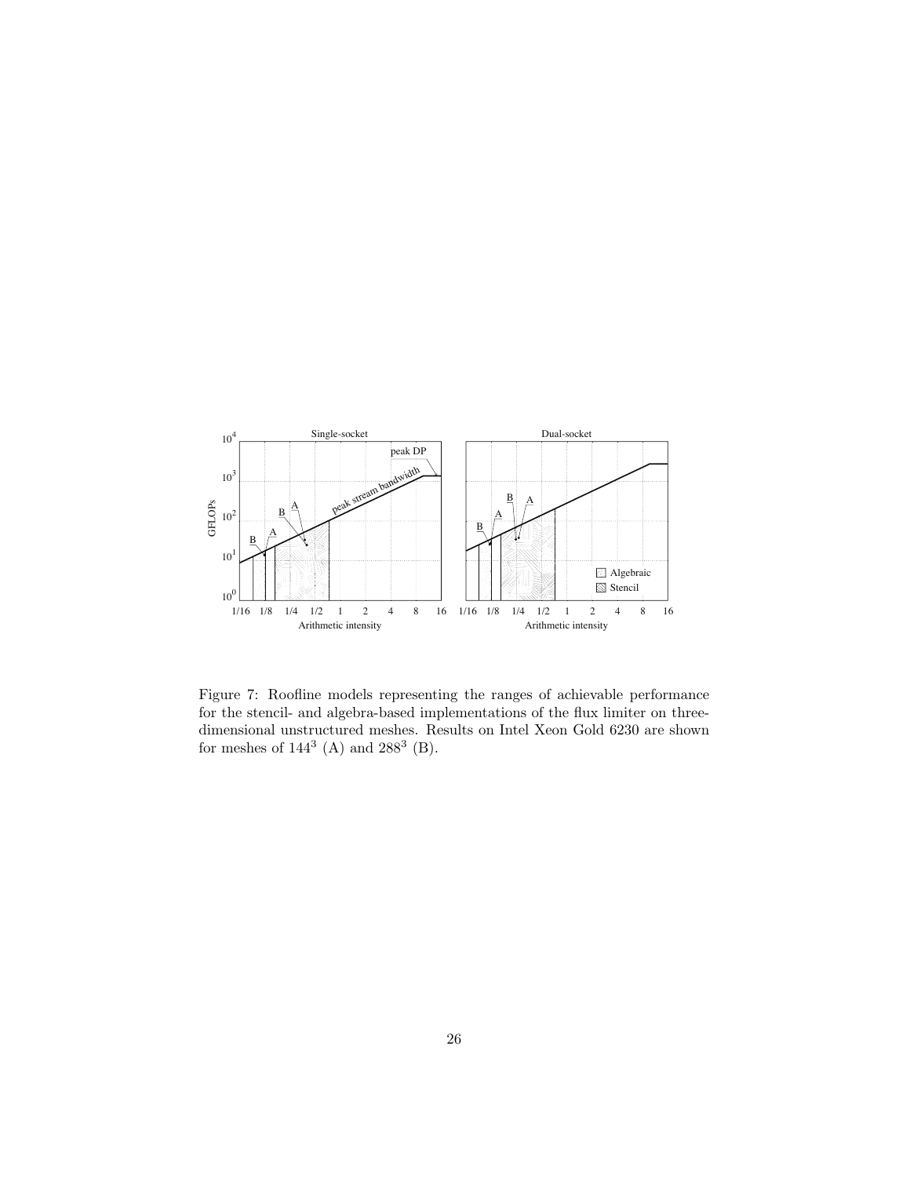Figure 7: Roofline models representing the ranges of achievable performance for the stencil- and algebra-based implementations of the flux limiter on three-dimensional unstructured meshes. Results on Intel Xeon Gold 6230 are shown for meshes of $144^3$ (A) and $288^3$ (B).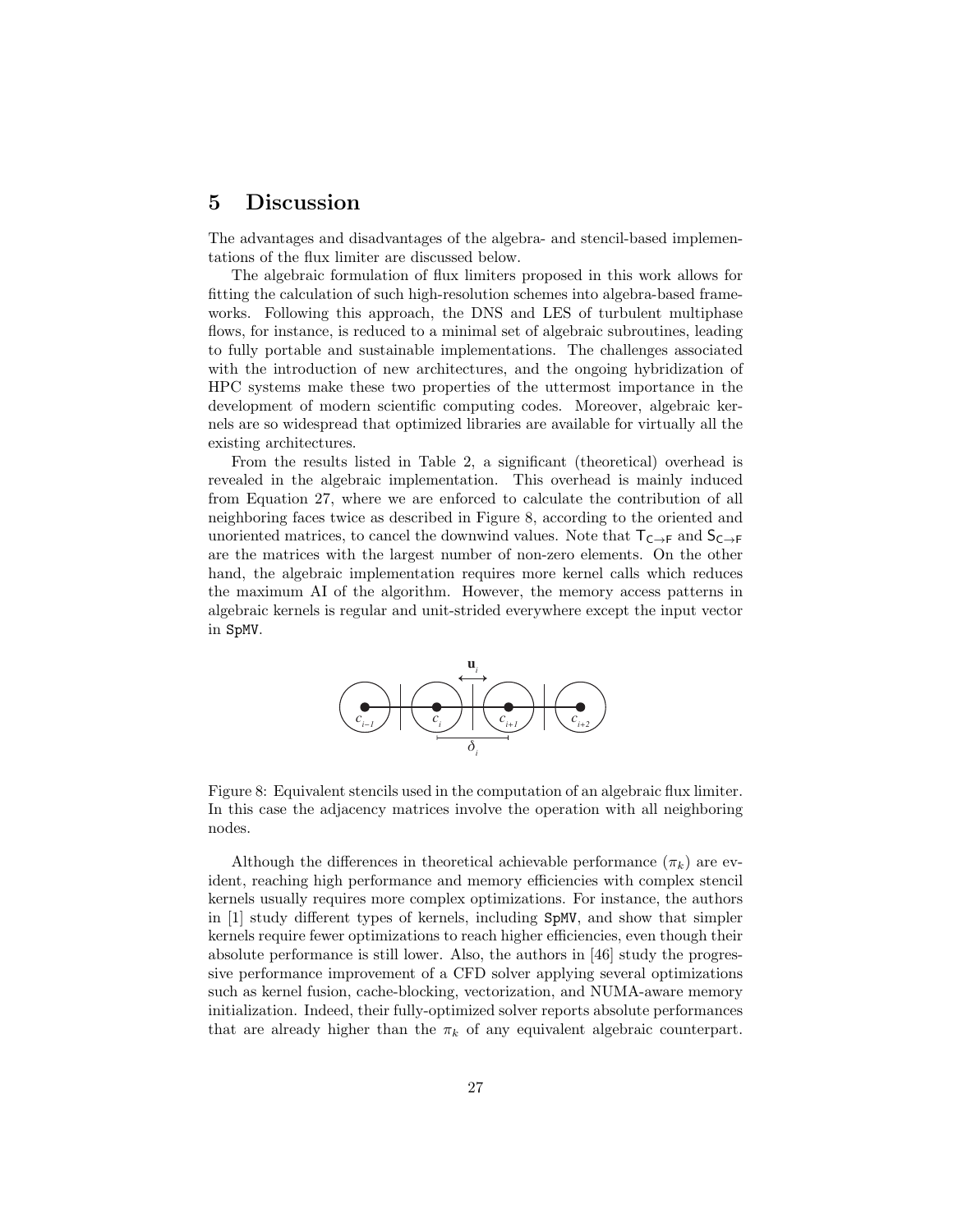## 5 Discussion

The advantages and disadvantages of the algebra- and stencil-based implementations of the flux limiter are discussed below.

The algebraic formulation of flux limiters proposed in this work allows for fitting the calculation of such high-resolution schemes into algebra-based frameworks. Following this approach, the DNS and LES of turbulent multiphase flows, for instance, is reduced to a minimal set of algebraic subroutines, leading to fully portable and sustainable implementations. The challenges associated with the introduction of new architectures, and the ongoing hybridization of HPC systems make these two properties of the uttermost importance in the development of modern scientific computing codes. Moreover, algebraic kernels are so widespread that optimized libraries are available for virtually all the existing architectures.

From the results listed in Table 2, a significant (theoretical) overhead is revealed in the algebraic implementation. This overhead is mainly induced from Equation 27, where we are enforced to calculate the contribution of all neighboring faces twice as described in Figure 8, according to the oriented and unoriented matrices, to cancel the downwind values. Note that $\mathsf{T}_{\mathsf{C}\rightarrow\mathsf{F}}$ and $\mathsf{S}_{\mathsf{C}\rightarrow\mathsf{F}}$ are the matrices with the largest number of non-zero elements. On the other hand, the algebraic implementation requires more kernel calls which reduces the maximum AI of the algorithm. However, the memory access patterns in algebraic kernels is regular and unit-strided everywhere except the input vector in `SpMV`.

Figure 8: Equivalent stencils used in the computation of an algebraic flux limiter. In this case the adjacency matrices involve the operation with all neighboring nodes.

Although the differences in theoretical achievable performance ($\pi_k$) are evident, reaching high performance and memory efficiencies with complex stencil kernels usually requires more complex optimizations. For instance, the authors in [1] study different types of kernels, including `SpMV`, and show that simpler kernels require fewer optimizations to reach higher efficiencies, even though their absolute performance is still lower. Also, the authors in [46] study the progressive performance improvement of a CFD solver applying several optimizations such as kernel fusion, cache-blocking, vectorization, and NUMA-aware memory initialization. Indeed, their fully-optimized solver reports absolute performances that are already higher than the $\pi_k$ of any equivalent algebraic counterpart.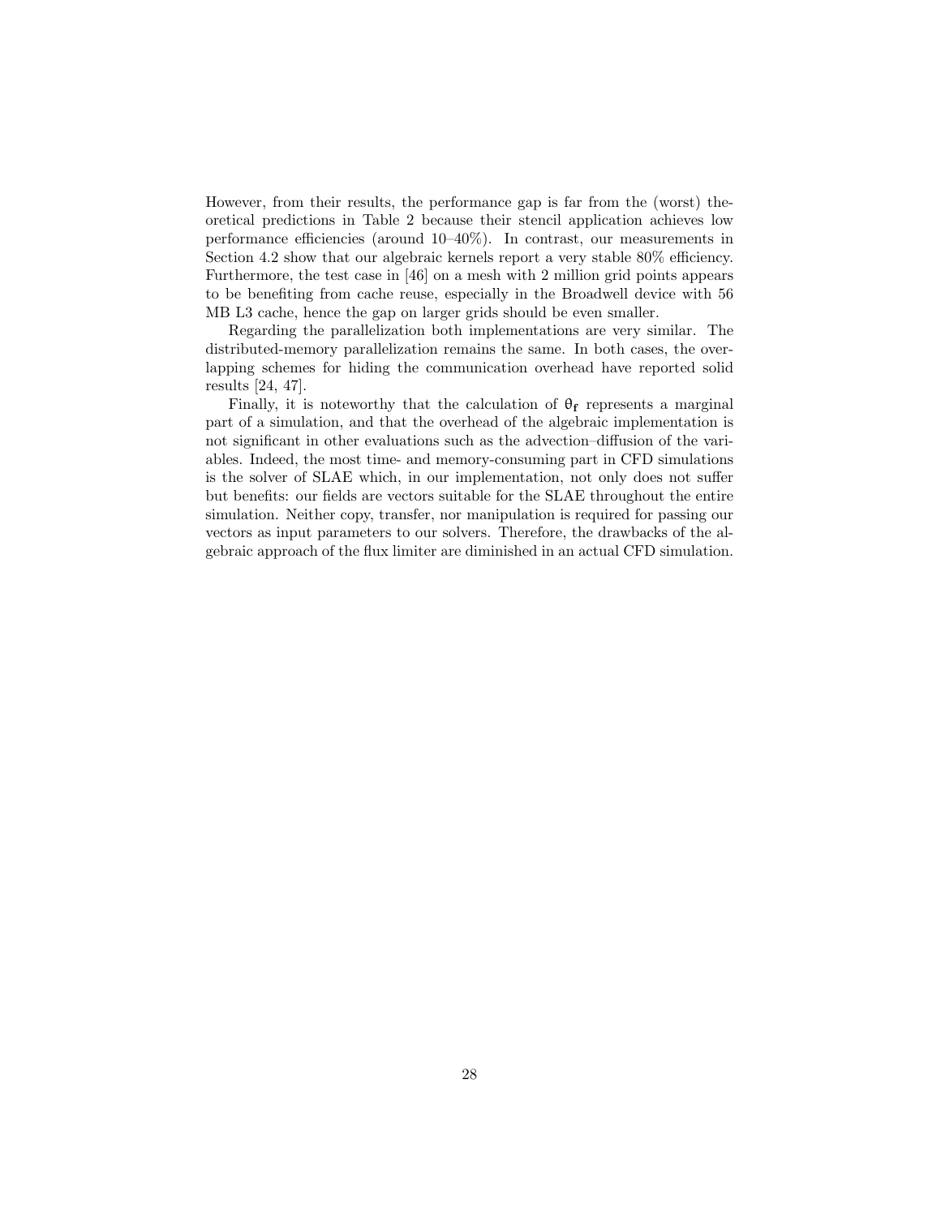However, from their results, the performance gap is far from the (worst) theoretical predictions in Table 2 because their stencil application achieves low performance efficiencies (around 10–40%). In contrast, our measurements in Section 4.2 show that our algebraic kernels report a very stable 80% efficiency. Furthermore, the test case in [46] on a mesh with 2 million grid points appears to be benefiting from cache reuse, especially in the Broadwell device with 56 MB L3 cache, hence the gap on larger grids should be even smaller.

Regarding the parallelization both implementations are very similar. The distributed-memory parallelization remains the same. In both cases, the overlapping schemes for hiding the communication overhead have reported solid results [24, 47].

Finally, it is noteworthy that the calculation of $\theta_{\mathsf{f}}$ represents a marginal part of a simulation, and that the overhead of the algebraic implementation is not significant in other evaluations such as the advection–diffusion of the variables. Indeed, the most time- and memory-consuming part in CFD simulations is the solver of SLAE which, in our implementation, not only does not suffer but benefits: our fields are vectors suitable for the SLAE throughout the entire simulation. Neither copy, transfer, nor manipulation is required for passing our vectors as input parameters to our solvers. Therefore, the drawbacks of the algebraic approach of the flux limiter are diminished in an actual CFD simulation.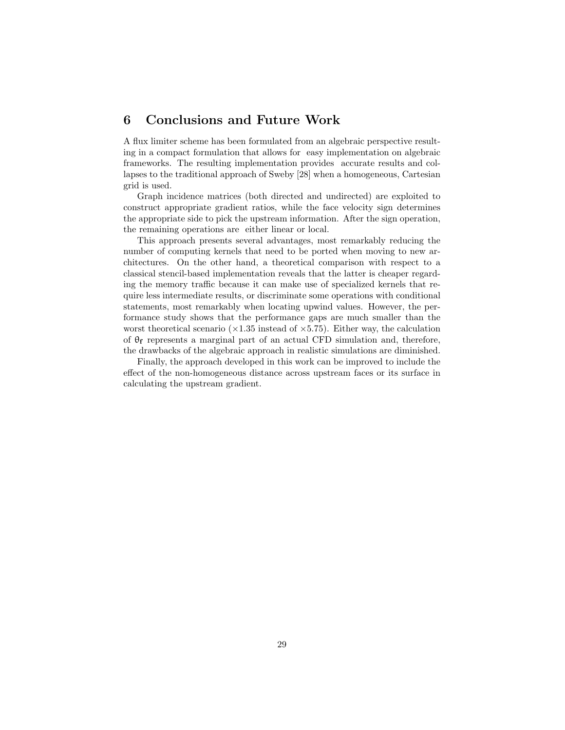## 6 Conclusions and Future Work

A flux limiter scheme has been formulated from an algebraic perspective resulting in a compact formulation that allows for easy implementation on algebraic frameworks. The resulting implementation provides accurate results and collapses to the traditional approach of Sweby [28] when a homogeneous, Cartesian grid is used.

Graph incidence matrices (both directed and undirected) are exploited to construct appropriate gradient ratios, while the face velocity sign determines the appropriate side to pick the upstream information. After the sign operation, the remaining operations are either linear or local.

This approach presents several advantages, most remarkably reducing the number of computing kernels that need to be ported when moving to new architectures. On the other hand, a theoretical comparison with respect to a classical stencil-based implementation reveals that the latter is cheaper regarding the memory traffic because it can make use of specialized kernels that require less intermediate results, or discriminate some operations with conditional statements, most remarkably when locating upwind values. However, the performance study shows that the performance gaps are much smaller than the worst theoretical scenario ($\times 1.35$ instead of $\times 5.75$). Either way, the calculation of $\theta_{\mathsf{f}}$ represents a marginal part of an actual CFD simulation and, therefore, the drawbacks of the algebraic approach in realistic simulations are diminished.

Finally, the approach developed in this work can be improved to include the effect of the non-homogeneous distance across upstream faces or its surface in calculating the upstream gradient.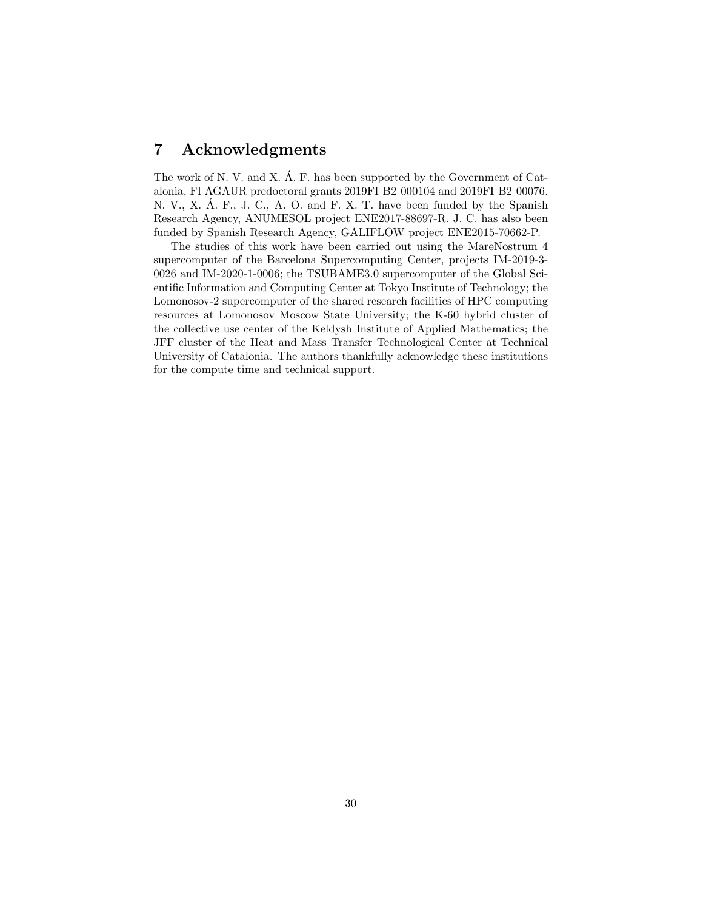## 7 Acknowledgments

The work of N. V. and X. Á. F. has been supported by the Government of Catalonia, FI AGAUR predoctoral grants 2019FI_B2_000104 and 2019FI_B2_00076. N. V., X. Á. F., J. C., A. O. and F. X. T. have been funded by the Spanish Research Agency, ANUMESOL project ENE2017-88697-R. J. C. has also been funded by Spanish Research Agency, GALIFLOW project ENE2015-70662-P.

The studies of this work have been carried out using the MareNostrum 4 supercomputer of the Barcelona Supercomputing Center, projects IM-2019-3-0026 and IM-2020-1-0006; the TSUBAME3.0 supercomputer of the Global Scientific Information and Computing Center at Tokyo Institute of Technology; the Lomonosov-2 supercomputer of the shared research facilities of HPC computing resources at Lomonosov Moscow State University; the K-60 hybrid cluster of the collective use center of the Keldysh Institute of Applied Mathematics; the JFF cluster of the Heat and Mass Transfer Technological Center at Technical University of Catalonia. The authors thankfully acknowledge these institutions for the compute time and technical support.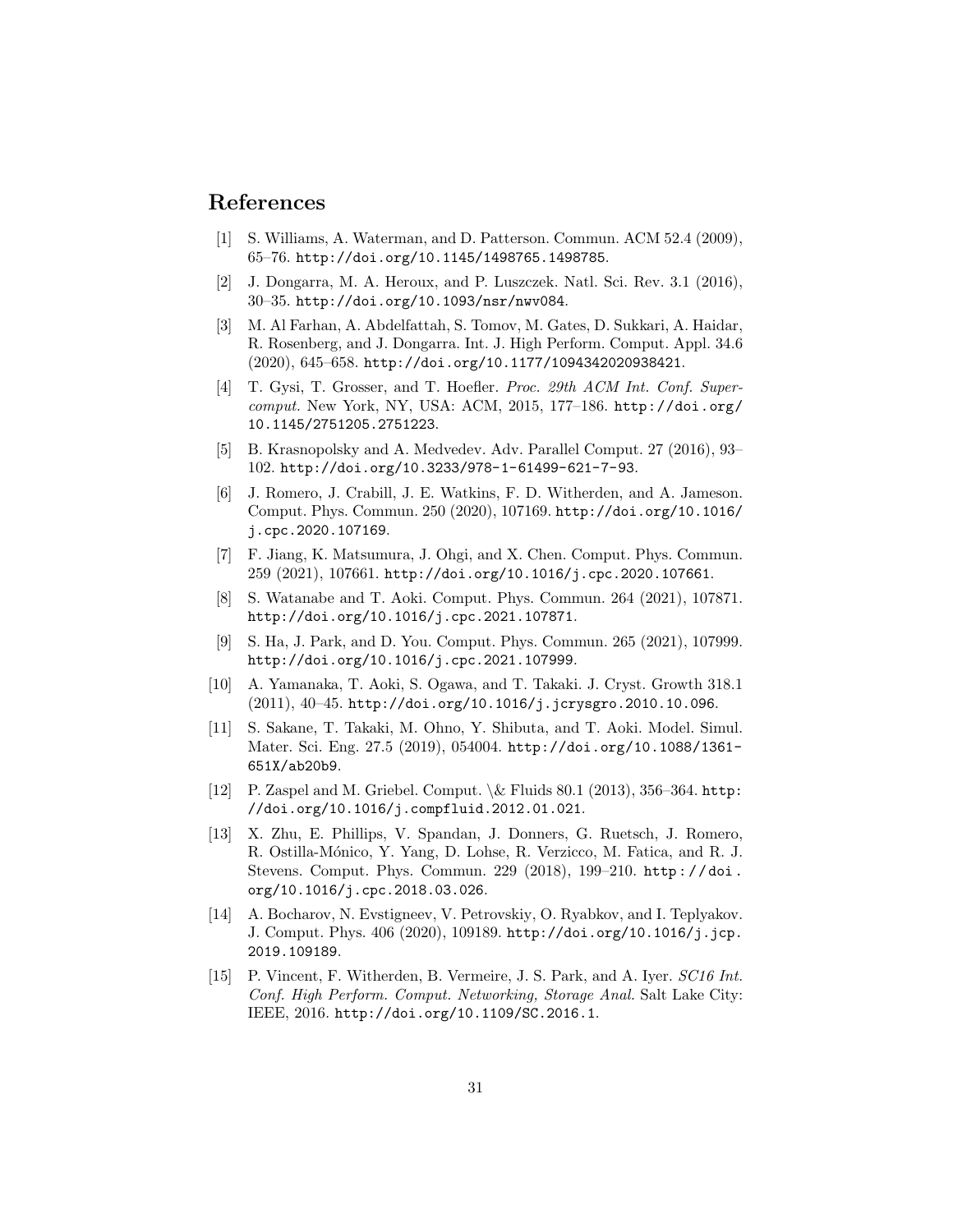# References

[1] S. Williams, A. Waterman, and D. Patterson. Commun. ACM 52.4 (2009), 65–76. http://doi.org/10.1145/1498765.1498785.

[2] J. Dongarra, M. A. Heroux, and P. Luszczek. Natl. Sci. Rev. 3.1 (2016), 30–35. http://doi.org/10.1093/nsr/nwv084.

[3] M. Al Farhan, A. Abdelfattah, S. Tomov, M. Gates, D. Sukkari, A. Haidar, R. Rosenberg, and J. Dongarra. Int. J. High Perform. Comput. Appl. 34.6 (2020), 645–658. http://doi.org/10.1177/1094342020938421.

[4] T. Gysi, T. Grosser, and T. Hoefler. *Proc. 29th ACM Int. Conf. Supercomput.* New York, NY, USA: ACM, 2015, 177–186. http://doi.org/10.1145/2751205.2751223.

[5] B. Krasnopolsky and A. Medvedev. Adv. Parallel Comput. 27 (2016), 93–102. http://doi.org/10.3233/978-1-61499-621-7-93.

[6] J. Romero, J. Crabill, J. E. Watkins, F. D. Witherden, and A. Jameson. Comput. Phys. Commun. 250 (2020), 107169. http://doi.org/10.1016/j.cpc.2020.107169.

[7] F. Jiang, K. Matsumura, J. Ohgi, and X. Chen. Comput. Phys. Commun. 259 (2021), 107661. http://doi.org/10.1016/j.cpc.2020.107661.

[8] S. Watanabe and T. Aoki. Comput. Phys. Commun. 264 (2021), 107871. http://doi.org/10.1016/j.cpc.2021.107871.

[9] S. Ha, J. Park, and D. You. Comput. Phys. Commun. 265 (2021), 107999. http://doi.org/10.1016/j.cpc.2021.107999.

[10] A. Yamanaka, T. Aoki, S. Ogawa, and T. Takaki. J. Cryst. Growth 318.1 (2011), 40–45. http://doi.org/10.1016/j.jcrysgro.2010.10.096.

[11] S. Sakane, T. Takaki, M. Ohno, Y. Shibuta, and T. Aoki. Model. Simul. Mater. Sci. Eng. 27.5 (2019), 054004. http://doi.org/10.1088/1361-651X/ab20b9.

[12] P. Zaspel and M. Griebel. Comput. \& Fluids 80.1 (2013), 356–364. http://doi.org/10.1016/j.compfluid.2012.01.021.

[13] X. Zhu, E. Phillips, V. Spandan, J. Donners, G. Ruetsch, J. Romero, R. Ostilla-Mónico, Y. Yang, D. Lohse, R. Verzicco, M. Fatica, and R. J. Stevens. Comput. Phys. Commun. 229 (2018), 199–210. http://doi.org/10.1016/j.cpc.2018.03.026.

[14] A. Bocharov, N. Evstigneev, V. Petrovskiy, O. Ryabkov, and I. Teplyakov. J. Comput. Phys. 406 (2020), 109189. http://doi.org/10.1016/j.jcp.2019.109189.

[15] P. Vincent, F. Witherden, B. Vermeire, J. S. Park, and A. Iyer. *SC16 Int. Conf. High Perform. Comput. Networking, Storage Anal.* Salt Lake City: IEEE, 2016. http://doi.org/10.1109/SC.2016.1.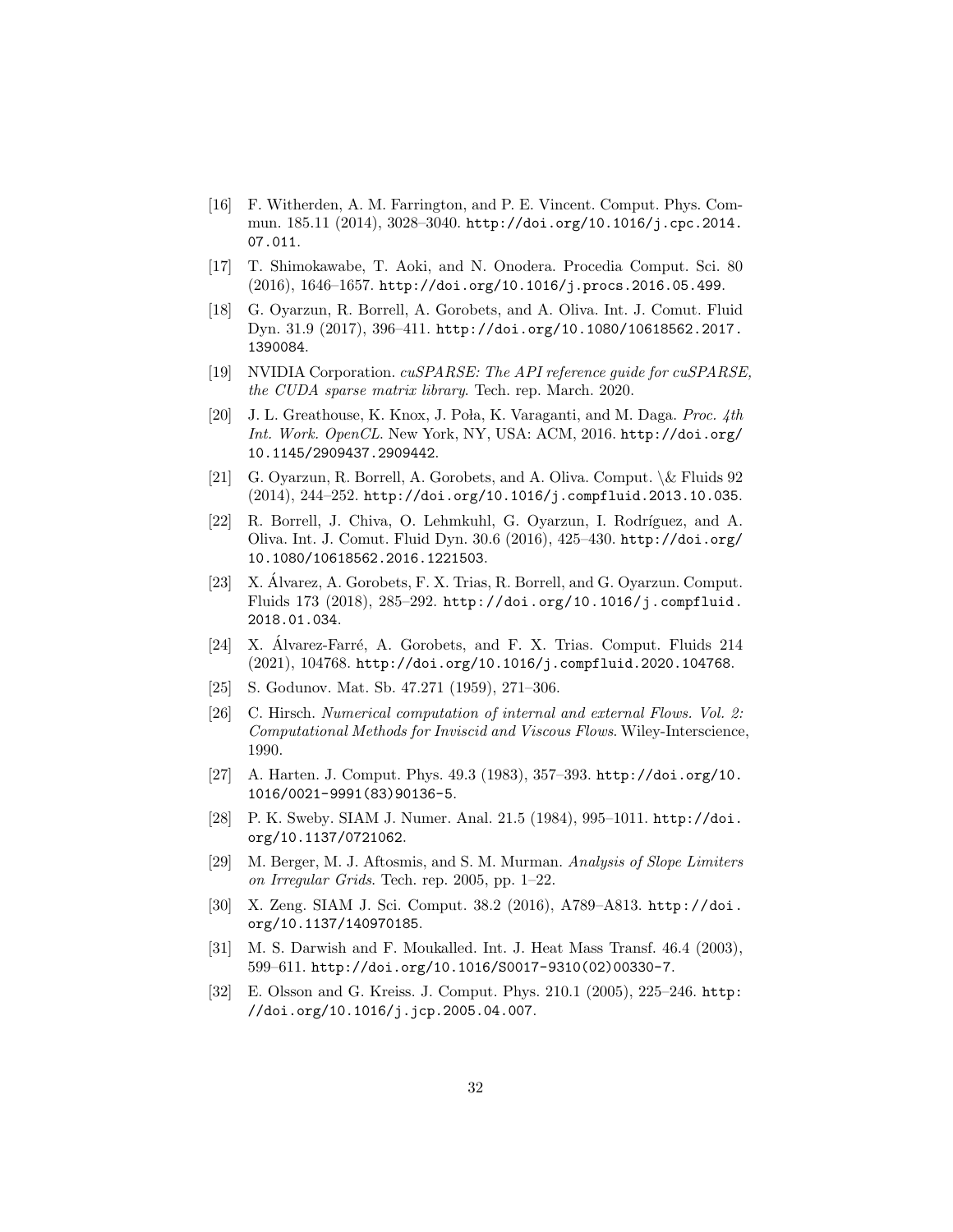[16] F. Witherden, A. M. Farrington, and P. E. Vincent. Comput. Phys. Commun. 185.11 (2014), 3028–3040. http://doi.org/10.1016/j.cpc.2014.07.011.

[17] T. Shimokawabe, T. Aoki, and N. Onodera. Procedia Comput. Sci. 80 (2016), 1646–1657. http://doi.org/10.1016/j.procs.2016.05.499.

[18] G. Oyarzun, R. Borrell, A. Gorobets, and A. Oliva. Int. J. Comut. Fluid Dyn. 31.9 (2017), 396–411. http://doi.org/10.1080/10618562.2017.1390084.

[19] NVIDIA Corporation. *cuSPARSE: The API reference guide for cuSPARSE, the CUDA sparse matrix library*. Tech. rep. March. 2020.

[20] J. L. Greathouse, K. Knox, J. Poła, K. Varaganti, and M. Daga. *Proc. 4th Int. Work. OpenCL*. New York, NY, USA: ACM, 2016. http://doi.org/10.1145/2909437.2909442.

[21] G. Oyarzun, R. Borrell, A. Gorobets, and A. Oliva. Comput. \& Fluids 92 (2014), 244–252. http://doi.org/10.1016/j.compfluid.2013.10.035.

[22] R. Borrell, J. Chiva, O. Lehmkuhl, G. Oyarzun, I. Rodríguez, and A. Oliva. Int. J. Comut. Fluid Dyn. 30.6 (2016), 425–430. http://doi.org/10.1080/10618562.2016.1221503.

[23] X. Álvarez, A. Gorobets, F. X. Trias, R. Borrell, and G. Oyarzun. Comput. Fluids 173 (2018), 285–292. http://doi.org/10.1016/j.compfluid.2018.01.034.

[24] X. Álvarez-Farré, A. Gorobets, and F. X. Trias. Comput. Fluids 214 (2021), 104768. http://doi.org/10.1016/j.compfluid.2020.104768.

[25] S. Godunov. Mat. Sb. 47.271 (1959), 271–306.

[26] C. Hirsch. *Numerical computation of internal and external Flows. Vol. 2: Computational Methods for Inviscid and Viscous Flows*. Wiley-Interscience, 1990.

[27] A. Harten. J. Comput. Phys. 49.3 (1983), 357–393. http://doi.org/10.1016/0021-9991(83)90136-5.

[28] P. K. Sweby. SIAM J. Numer. Anal. 21.5 (1984), 995–1011. http://doi.org/10.1137/0721062.

[29] M. Berger, M. J. Aftosmis, and S. M. Murman. *Analysis of Slope Limiters on Irregular Grids*. Tech. rep. 2005, pp. 1–22.

[30] X. Zeng. SIAM J. Sci. Comput. 38.2 (2016), A789–A813. http://doi.org/10.1137/140970185.

[31] M. S. Darwish and F. Moukalled. Int. J. Heat Mass Transf. 46.4 (2003), 599–611. http://doi.org/10.1016/S0017-9310(02)00330-7.

[32] E. Olsson and G. Kreiss. J. Comput. Phys. 210.1 (2005), 225–246. http://doi.org/10.1016/j.jcp.2005.04.007.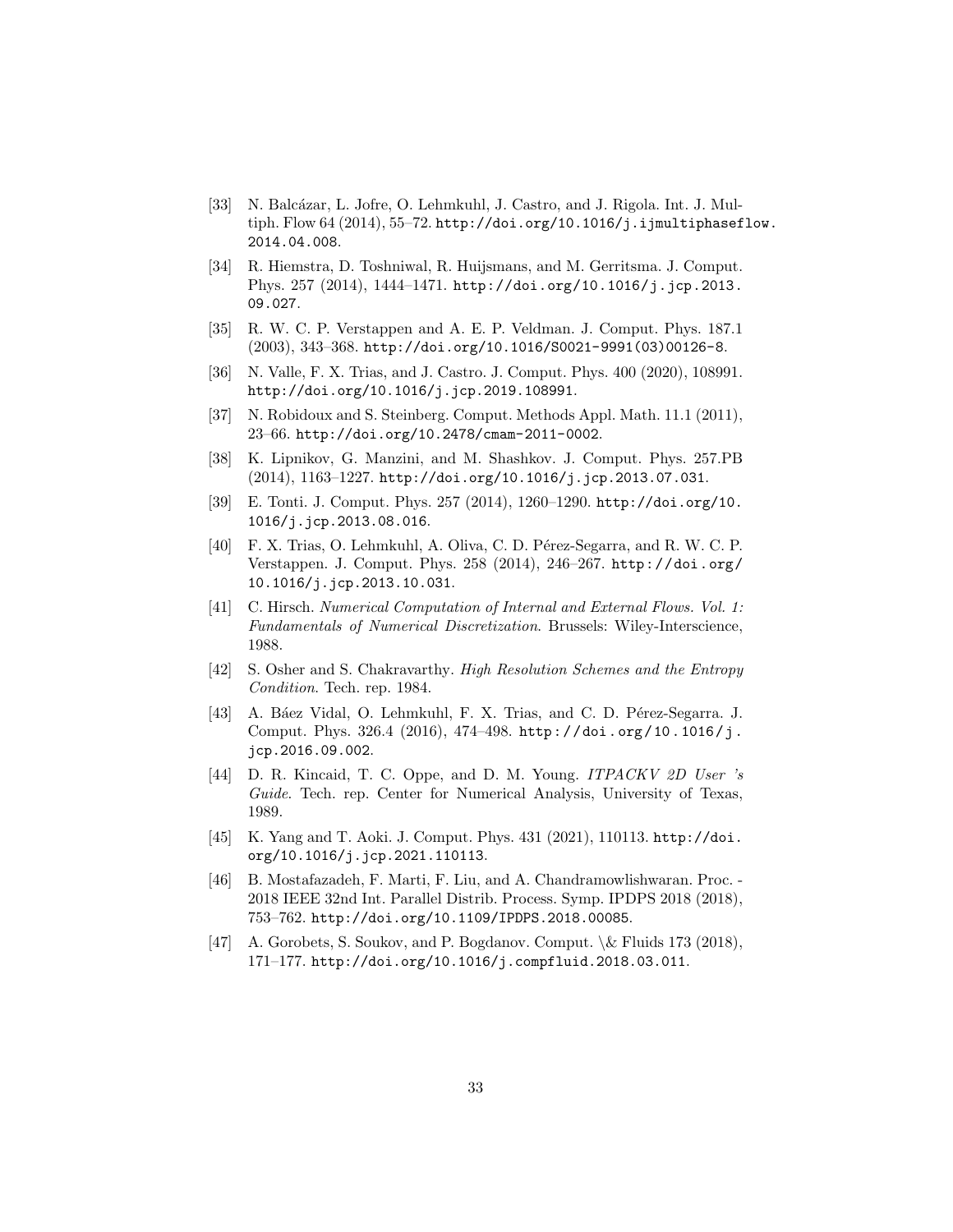[33] N. Balcázar, L. Jofre, O. Lehmkuhl, J. Castro, and J. Rigola. Int. J. Multiph. Flow 64 (2014), 55–72. `http://doi.org/10.1016/j.ijmultiphaseflow.2014.04.008`.

[34] R. Hiemstra, D. Toshniwal, R. Huijsmans, and M. Gerritsma. J. Comput. Phys. 257 (2014), 1444–1471. `http://doi.org/10.1016/j.jcp.2013.09.027`.

[35] R. W. C. P. Verstappen and A. E. P. Veldman. J. Comput. Phys. 187.1 (2003), 343–368. `http://doi.org/10.1016/S0021-9991(03)00126-8`.

[36] N. Valle, F. X. Trias, and J. Castro. J. Comput. Phys. 400 (2020), 108991. `http://doi.org/10.1016/j.jcp.2019.108991`.

[37] N. Robidoux and S. Steinberg. Comput. Methods Appl. Math. 11.1 (2011), 23–66. `http://doi.org/10.2478/cmam-2011-0002`.

[38] K. Lipnikov, G. Manzini, and M. Shashkov. J. Comput. Phys. 257.PB (2014), 1163–1227. `http://doi.org/10.1016/j.jcp.2013.07.031`.

[39] E. Tonti. J. Comput. Phys. 257 (2014), 1260–1290. `http://doi.org/10.1016/j.jcp.2013.08.016`.

[40] F. X. Trias, O. Lehmkuhl, A. Oliva, C. D. Pérez-Segarra, and R. W. C. P. Verstappen. J. Comput. Phys. 258 (2014), 246–267. `http://doi.org/10.1016/j.jcp.2013.10.031`.

[41] C. Hirsch. *Numerical Computation of Internal and External Flows. Vol. 1: Fundamentals of Numerical Discretization*. Brussels: Wiley-Interscience, 1988.

[42] S. Osher and S. Chakravarthy. *High Resolution Schemes and the Entropy Condition*. Tech. rep. 1984.

[43] A. Báez Vidal, O. Lehmkuhl, F. X. Trias, and C. D. Pérez-Segarra. J. Comput. Phys. 326.4 (2016), 474–498. `http://doi.org/10.1016/j.jcp.2016.09.002`.

[44] D. R. Kincaid, T. C. Oppe, and D. M. Young. *ITPACKV 2D User 's Guide*. Tech. rep. Center for Numerical Analysis, University of Texas, 1989.

[45] K. Yang and T. Aoki. J. Comput. Phys. 431 (2021), 110113. `http://doi.org/10.1016/j.jcp.2021.110113`.

[46] B. Mostafazadeh, F. Marti, F. Liu, and A. Chandramowlishwaran. Proc. - 2018 IEEE 32nd Int. Parallel Distrib. Process. Symp. IPDPS 2018 (2018), 753–762. `http://doi.org/10.1109/IPDPS.2018.00085`.

[47] A. Gorobets, S. Soukov, and P. Bogdanov. Comput. \& Fluids 173 (2018), 171–177. `http://doi.org/10.1016/j.compfluid.2018.03.011`.